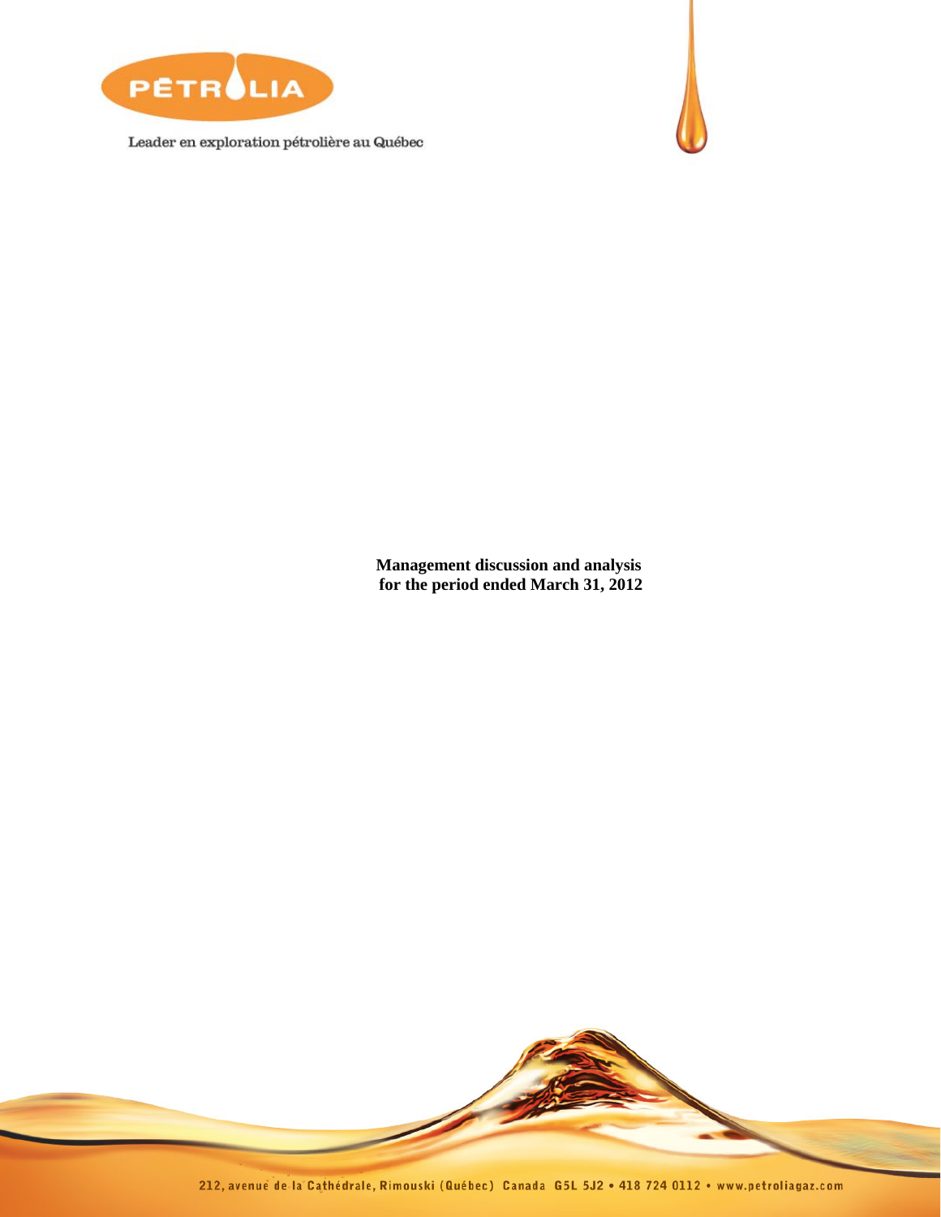PÉTROLIA

Leader en exploration pétrolière au Québec

**Management discussion and analysis for the period ended March 31, 2012**

212, avenue de la Cathédrale, Rimouski (Québec) Canada G5L 5J2 • 418 724 0112 • www.petroliagaz.com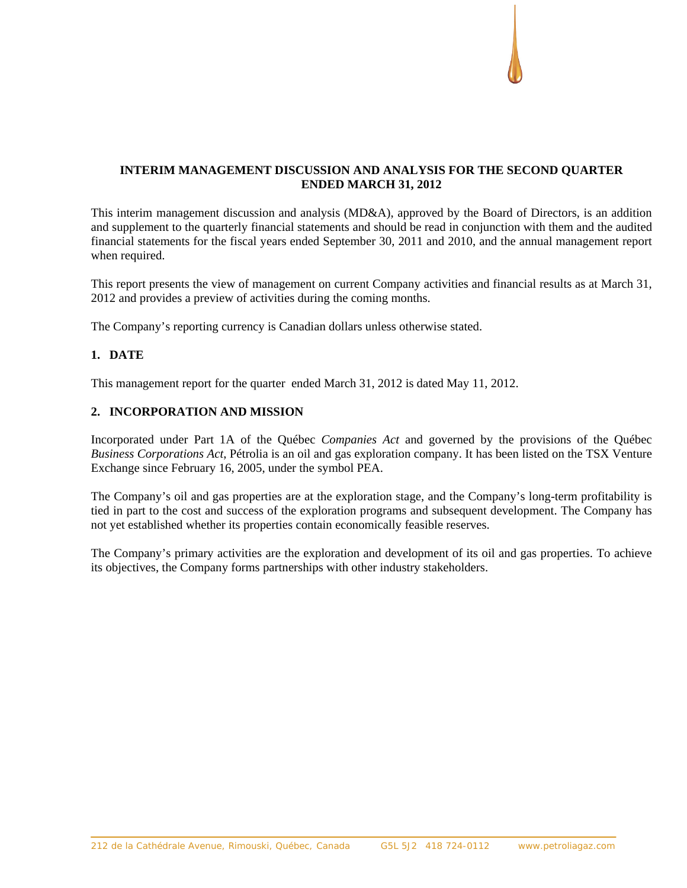# INTERIM MANAGEMENT DISCUSSION AND ANALYSIS FOR THE SECOND QUARTER ENDED MARCH 31, 2012

This interim management discussion and analysis (MD&A), approved by the Board of Directors, is an addition and supplement to the quarterly financial statements and should be read in conjunction with them and the audited financial statements for the fiscal years ended September 30, 2011 and 2010, and the annual management report when required.

This report presents the view of management on current Company activities and financial results as at March 31, 2012 and provides a preview of activities during the coming months.

The Company's reporting currency is Canadian dollars unless otherwise stated.

## 1. DATE

This management report for the quarter ended March 31, 2012 is dated May 11, 2012.

## 2. INCORPORATION AND MISSION

Incorporated under Part 1A of the Québec *Companies Act* and governed by the provisions of the Québec *Business Corporations Act*, Pétrolia is an oil and gas exploration company. It has been listed on the TSX Venture Exchange since February 16, 2005, under the symbol PEA.

The Company's oil and gas properties are at the exploration stage, and the Company's long-term profitability is tied in part to the cost and success of the exploration programs and subsequent development. The Company has not yet established whether its properties contain economically feasible reserves.

The Company's primary activities are the exploration and development of its oil and gas properties. To achieve its objectives, the Company forms partnerships with other industry stakeholders.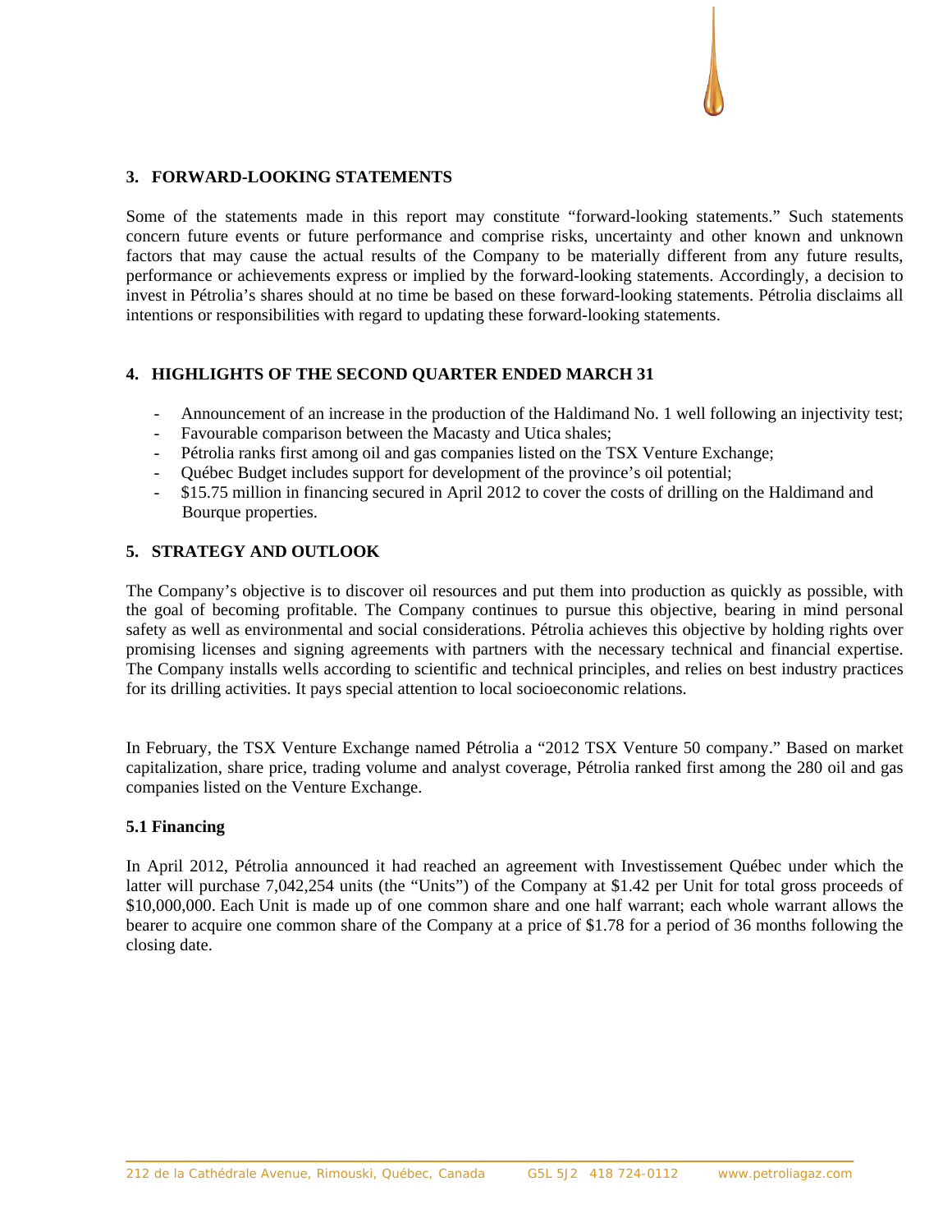## 3. FORWARD-LOOKING STATEMENTS

Some of the statements made in this report may constitute "forward-looking statements." Such statements concern future events or future performance and comprise risks, uncertainty and other known and unknown factors that may cause the actual results of the Company to be materially different from any future results, performance or achievements express or implied by the forward-looking statements. Accordingly, a decision to invest in Pétrolia's shares should at no time be based on these forward-looking statements. Pétrolia disclaims all intentions or responsibilities with regard to updating these forward-looking statements.

## 4. HIGHLIGHTS OF THE SECOND QUARTER ENDED MARCH 31

- Announcement of an increase in the production of the Haldimand No. 1 well following an injectivity test;
- Favourable comparison between the Macasty and Utica shales;
- Pétrolia ranks first among oil and gas companies listed on the TSX Venture Exchange;
- Québec Budget includes support for development of the province's oil potential;
- $15.75 million in financing secured in April 2012 to cover the costs of drilling on the Haldimand and Bourque properties.

## 5. STRATEGY AND OUTLOOK

The Company's objective is to discover oil resources and put them into production as quickly as possible, with the goal of becoming profitable. The Company continues to pursue this objective, bearing in mind personal safety as well as environmental and social considerations. Pétrolia achieves this objective by holding rights over promising licenses and signing agreements with partners with the necessary technical and financial expertise. The Company installs wells according to scientific and technical principles, and relies on best industry practices for its drilling activities. It pays special attention to local socioeconomic relations.

In February, the TSX Venture Exchange named Pétrolia a "2012 TSX Venture 50 company." Based on market capitalization, share price, trading volume and analyst coverage, Pétrolia ranked first among the 280 oil and gas companies listed on the Venture Exchange.

### 5.1 Financing

In April 2012, Pétrolia announced it had reached an agreement with Investissement Québec under which the latter will purchase 7,042,254 units (the "Units") of the Company at $1.42 per Unit for total gross proceeds of $10,000,000. Each Unit is made up of one common share and one half warrant; each whole warrant allows the bearer to acquire one common share of the Company at a price of $1.78 for a period of 36 months following the closing date.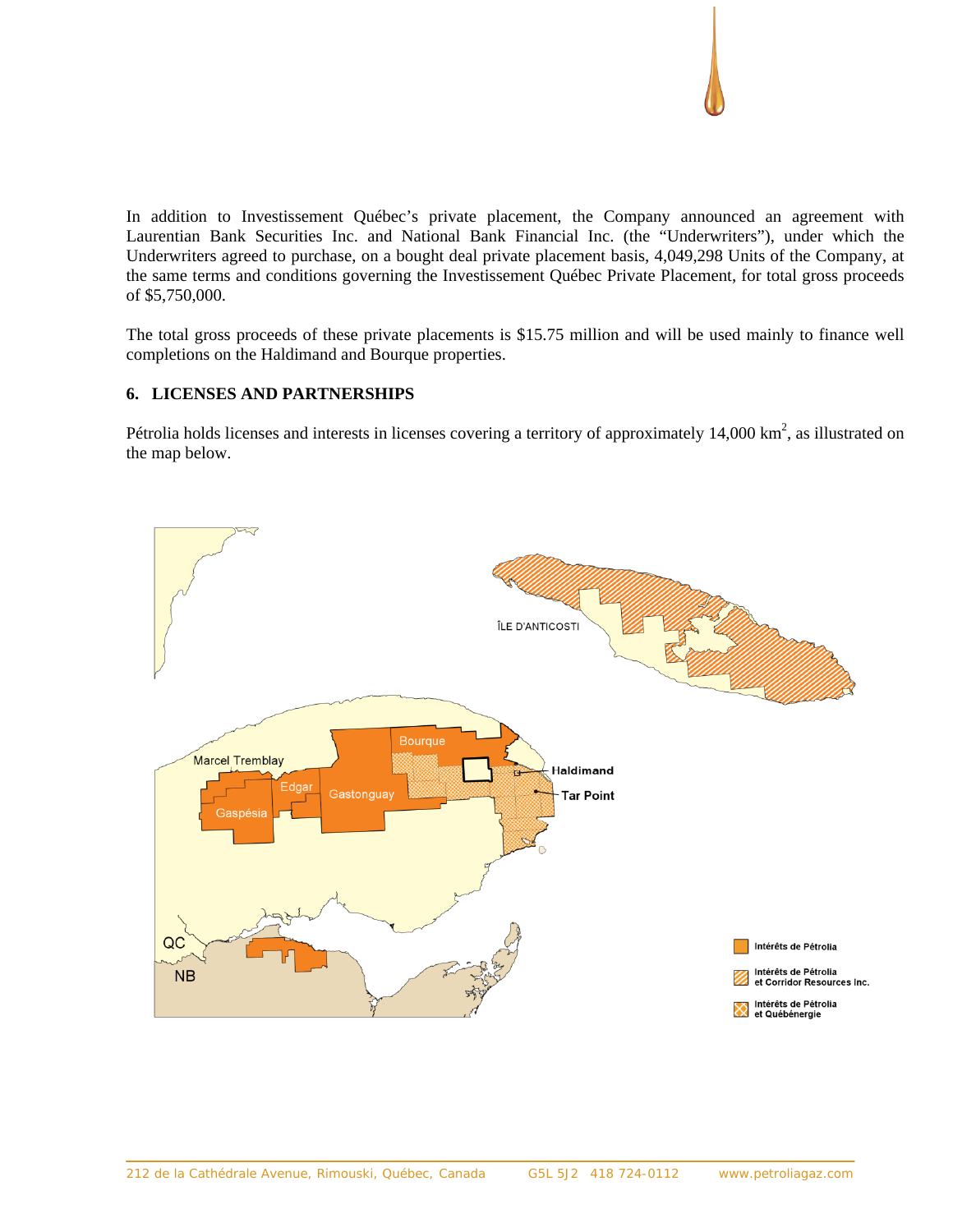In addition to Investissement Québec's private placement, the Company announced an agreement with Laurentian Bank Securities Inc. and National Bank Financial Inc. (the "Underwriters"), under which the Underwriters agreed to purchase, on a bought deal private placement basis, 4,049,298 Units of the Company, at the same terms and conditions governing the Investissement Québec Private Placement, for total gross proceeds of $5,750,000.

The total gross proceeds of these private placements is $15.75 million and will be used mainly to finance well completions on the Haldimand and Bourque properties.

## 6. LICENSES AND PARTNERSHIPS

Pétrolia holds licenses and interests in licenses covering a territory of approximately 14,000 km$^2$, as illustrated on the map below.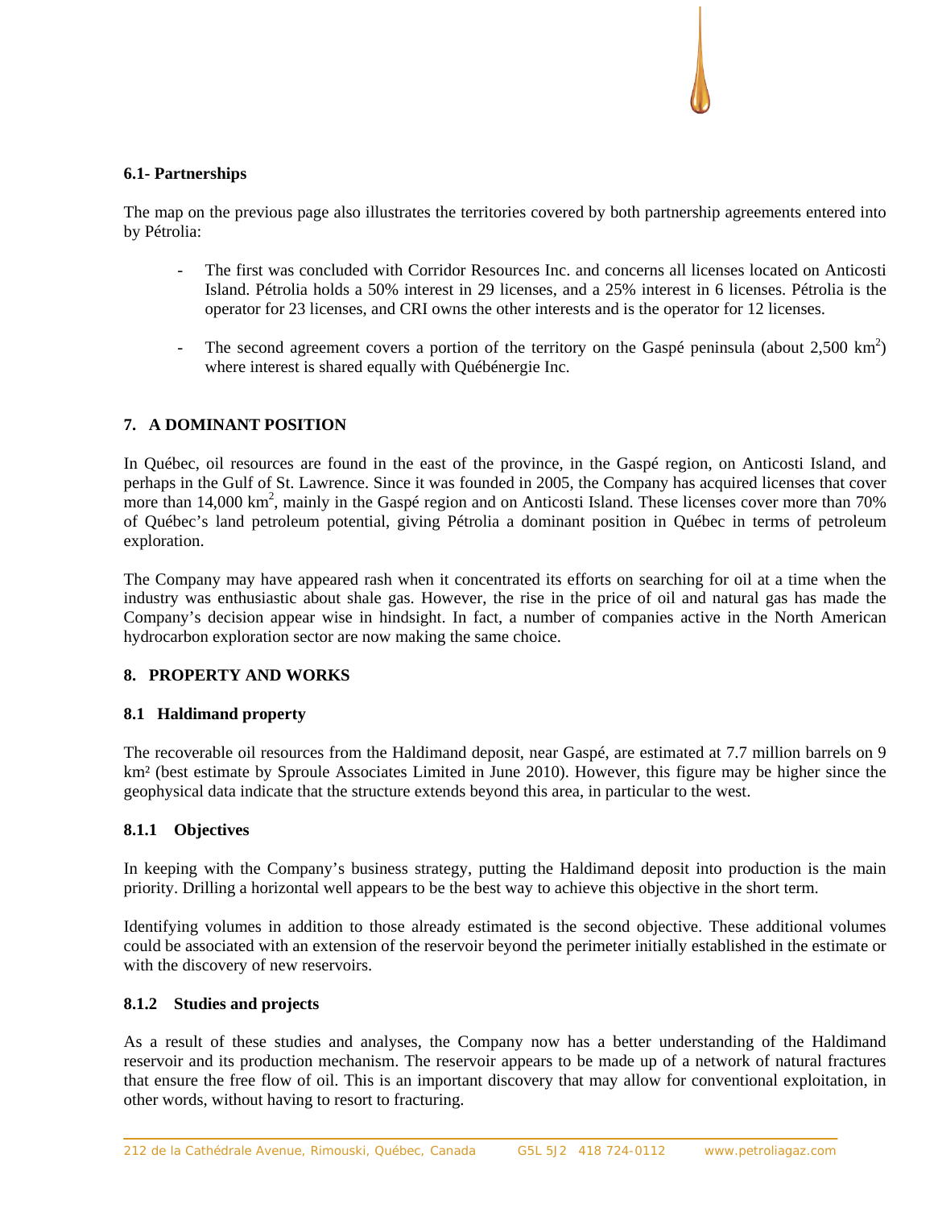### 6.1- Partnerships

The map on the previous page also illustrates the territories covered by both partnership agreements entered into by Pétrolia:

- The first was concluded with Corridor Resources Inc. and concerns all licenses located on Anticosti Island. Pétrolia holds a 50% interest in 29 licenses, and a 25% interest in 6 licenses. Pétrolia is the operator for 23 licenses, and CRI owns the other interests and is the operator for 12 licenses.

- The second agreement covers a portion of the territory on the Gaspé peninsula (about 2,500 km$^2$) where interest is shared equally with Québénergie Inc.

## 7. A DOMINANT POSITION

In Québec, oil resources are found in the east of the province, in the Gaspé region, on Anticosti Island, and perhaps in the Gulf of St. Lawrence. Since it was founded in 2005, the Company has acquired licenses that cover more than 14,000 km$^2$, mainly in the Gaspé region and on Anticosti Island. These licenses cover more than 70% of Québec's land petroleum potential, giving Pétrolia a dominant position in Québec in terms of petroleum exploration.

The Company may have appeared rash when it concentrated its efforts on searching for oil at a time when the industry was enthusiastic about shale gas. However, the rise in the price of oil and natural gas has made the Company's decision appear wise in hindsight. In fact, a number of companies active in the North American hydrocarbon exploration sector are now making the same choice.

## 8. PROPERTY AND WORKS

### 8.1 Haldimand property

The recoverable oil resources from the Haldimand deposit, near Gaspé, are estimated at 7.7 million barrels on 9 km² (best estimate by Sproule Associates Limited in June 2010). However, this figure may be higher since the geophysical data indicate that the structure extends beyond this area, in particular to the west.

#### 8.1.1 Objectives

In keeping with the Company's business strategy, putting the Haldimand deposit into production is the main priority. Drilling a horizontal well appears to be the best way to achieve this objective in the short term.

Identifying volumes in addition to those already estimated is the second objective. These additional volumes could be associated with an extension of the reservoir beyond the perimeter initially established in the estimate or with the discovery of new reservoirs.

#### 8.1.2 Studies and projects

As a result of these studies and analyses, the Company now has a better understanding of the Haldimand reservoir and its production mechanism. The reservoir appears to be made up of a network of natural fractures that ensure the free flow of oil. This is an important discovery that may allow for conventional exploitation, in other words, without having to resort to fracturing.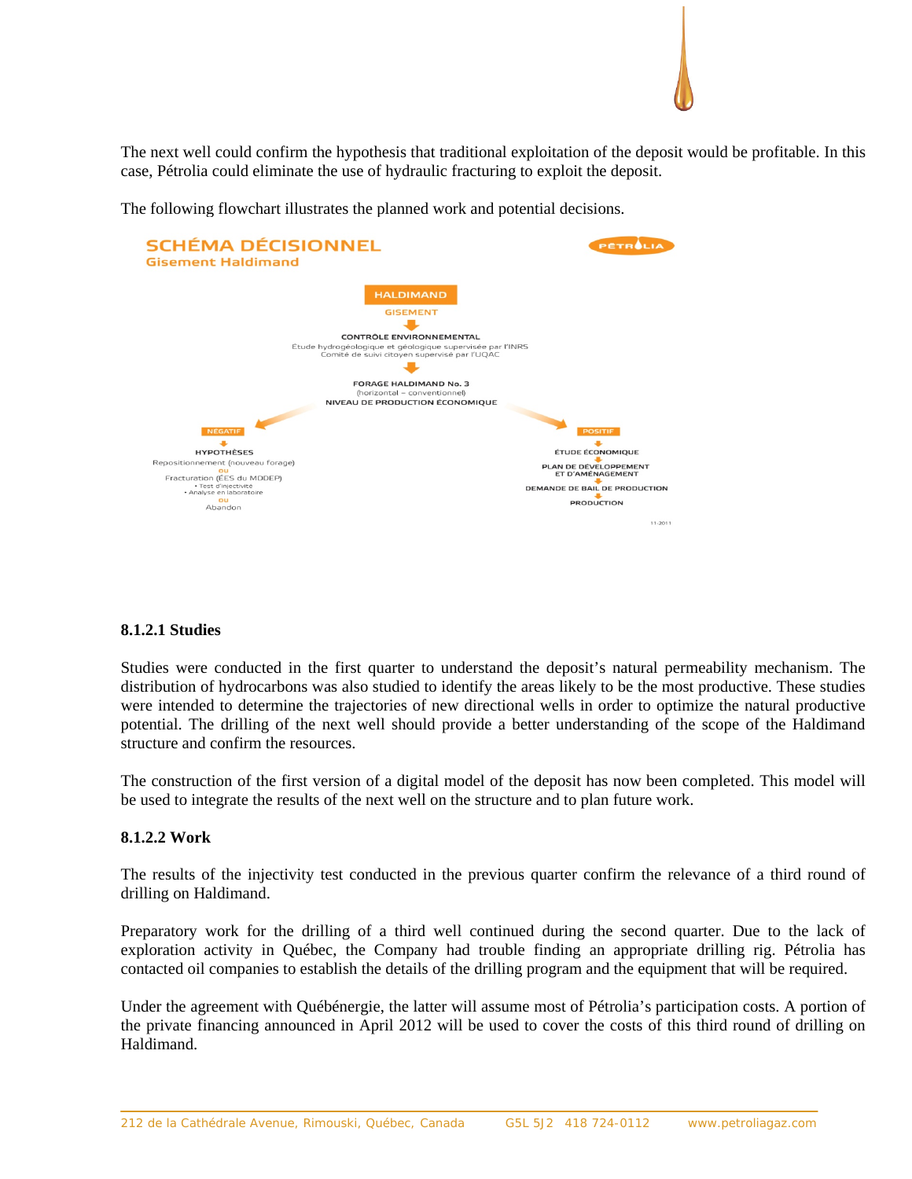The next well could confirm the hypothesis that traditional exploitation of the deposit would be profitable. In this case, Pétrolia could eliminate the use of hydraulic fracturing to exploit the deposit.

The following flowchart illustrates the planned work and potential decisions.

**SCHÉMA DÉCISIONNEL**
**Gisement Haldimand**

PÉTROLIA

HALDIMAND
GISEMENT

CONTRÔLE ENVIRONNEMENTAL
Étude hydrogéologique et géologique supervisée par l'INRS
Comité de suivi citoyen supervisé par l'UQAC

FORAGE HALDIMAND No. 3
(horizontal – conventionnel)
NIVEAU DE PRODUCTION ÉCONOMIQUE

NÉGATIF
HYPOTHÈSES
Repositionnement (nouveau forage)
OU
Fracturation (ÉES du MDDEP)
• Test d'injectivité
• Analyse en laboratoire
OU
Abandon

POSITIF
ÉTUDE ÉCONOMIQUE
PLAN DE DÉVELOPPEMENT ET D'AMÉNAGEMENT
DEMANDE DE BAIL DE PRODUCTION
PRODUCTION

11-2011

#### 8.1.2.1 Studies

Studies were conducted in the first quarter to understand the deposit's natural permeability mechanism. The distribution of hydrocarbons was also studied to identify the areas likely to be the most productive. These studies were intended to determine the trajectories of new directional wells in order to optimize the natural productive potential. The drilling of the next well should provide a better understanding of the scope of the Haldimand structure and confirm the resources.

The construction of the first version of a digital model of the deposit has now been completed. This model will be used to integrate the results of the next well on the structure and to plan future work.

#### 8.1.2.2 Work

The results of the injectivity test conducted in the previous quarter confirm the relevance of a third round of drilling on Haldimand.

Preparatory work for the drilling of a third well continued during the second quarter. Due to the lack of exploration activity in Québec, the Company had trouble finding an appropriate drilling rig. Pétrolia has contacted oil companies to establish the details of the drilling program and the equipment that will be required.

Under the agreement with Québénergie, the latter will assume most of Pétrolia's participation costs. A portion of the private financing announced in April 2012 will be used to cover the costs of this third round of drilling on Haldimand.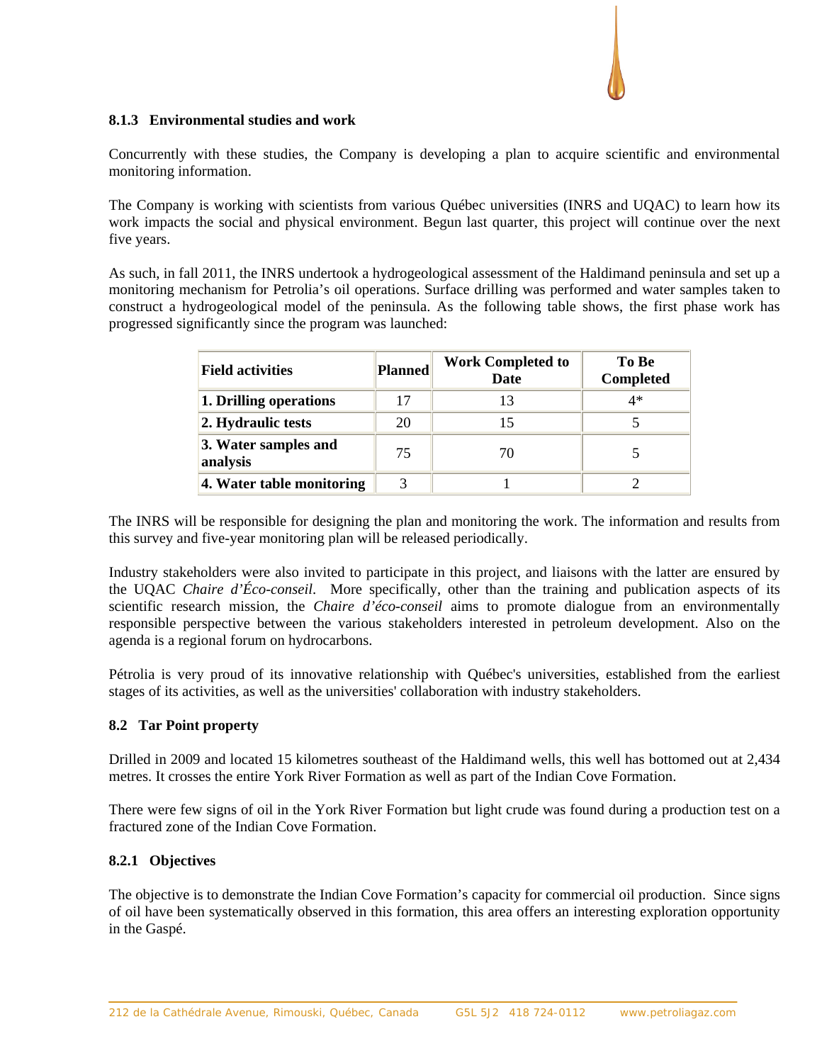### 8.1.3 Environmental studies and work

Concurrently with these studies, the Company is developing a plan to acquire scientific and environmental monitoring information.

The Company is working with scientists from various Québec universities (INRS and UQAC) to learn how its work impacts the social and physical environment. Begun last quarter, this project will continue over the next five years.

As such, in fall 2011, the INRS undertook a hydrogeological assessment of the Haldimand peninsula and set up a monitoring mechanism for Petrolia's oil operations. Surface drilling was performed and water samples taken to construct a hydrogeological model of the peninsula. As the following table shows, the first phase work has progressed significantly since the program was launched:

| Field activities | Planned | Work Completed to Date | To Be Completed |
|---|---|---|---|
| **1. Drilling operations** | 17 | 13 | 4* |
| **2. Hydraulic tests** | 20 | 15 | 5 |
| **3. Water samples and analysis** | 75 | 70 | 5 |
| **4. Water table monitoring** | 3 | 1 | 2 |

The INRS will be responsible for designing the plan and monitoring the work. The information and results from this survey and five-year monitoring plan will be released periodically.

Industry stakeholders were also invited to participate in this project, and liaisons with the latter are ensured by the UQAC *Chaire d'Éco-conseil*. More specifically, other than the training and publication aspects of its scientific research mission, the *Chaire d'éco-conseil* aims to promote dialogue from an environmentally responsible perspective between the various stakeholders interested in petroleum development. Also on the agenda is a regional forum on hydrocarbons.

Pétrolia is very proud of its innovative relationship with Québec's universities, established from the earliest stages of its activities, as well as the universities' collaboration with industry stakeholders.

## 8.2 Tar Point property

Drilled in 2009 and located 15 kilometres southeast of the Haldimand wells, this well has bottomed out at 2,434 metres. It crosses the entire York River Formation as well as part of the Indian Cove Formation.

There were few signs of oil in the York River Formation but light crude was found during a production test on a fractured zone of the Indian Cove Formation.

### 8.2.1 Objectives

The objective is to demonstrate the Indian Cove Formation's capacity for commercial oil production. Since signs of oil have been systematically observed in this formation, this area offers an interesting exploration opportunity in the Gaspé.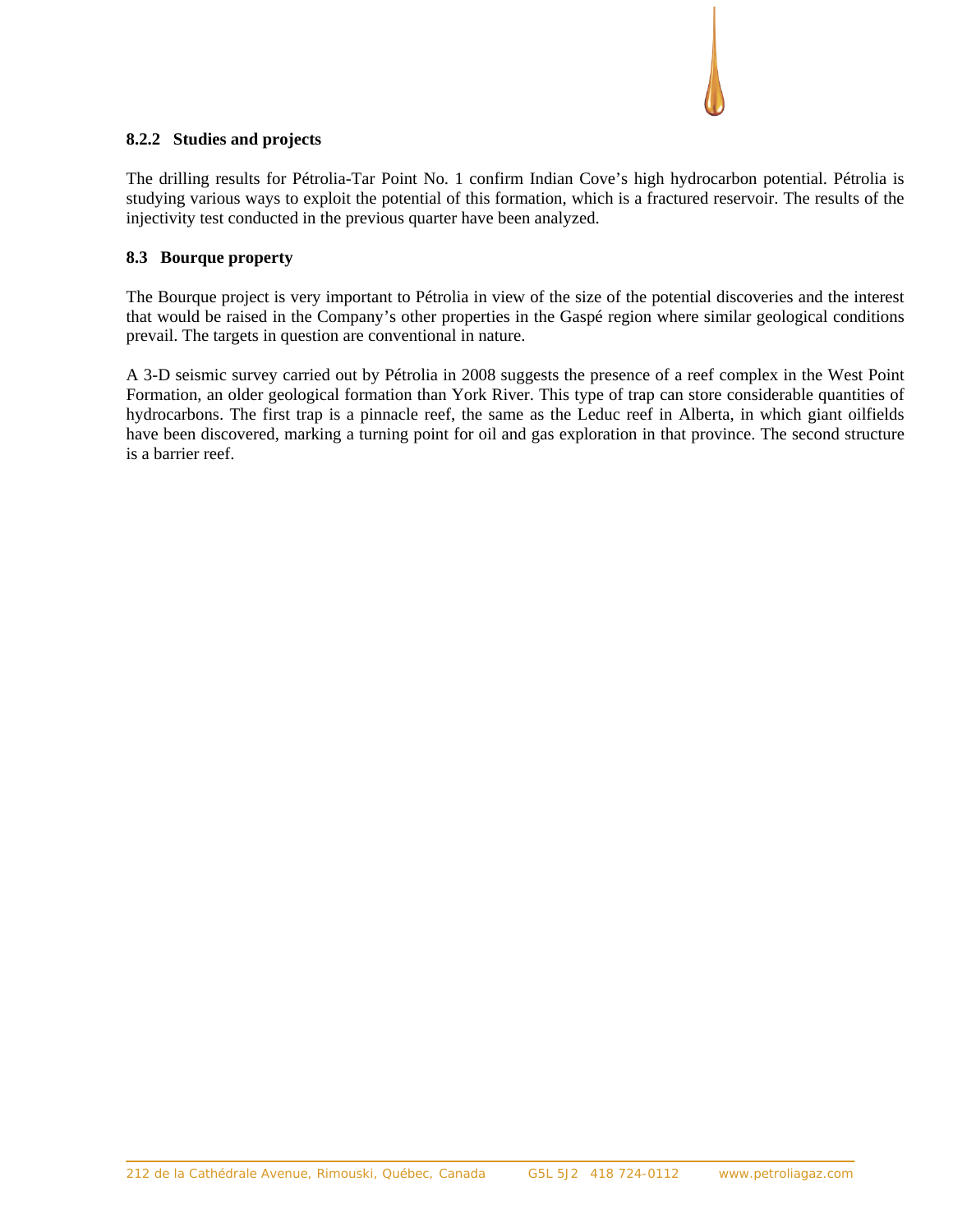#### 8.2.2 Studies and projects

The drilling results for Pétrolia-Tar Point No. 1 confirm Indian Cove's high hydrocarbon potential. Pétrolia is studying various ways to exploit the potential of this formation, which is a fractured reservoir. The results of the injectivity test conducted in the previous quarter have been analyzed.

### 8.3 Bourque property

The Bourque project is very important to Pétrolia in view of the size of the potential discoveries and the interest that would be raised in the Company's other properties in the Gaspé region where similar geological conditions prevail. The targets in question are conventional in nature.

A 3-D seismic survey carried out by Pétrolia in 2008 suggests the presence of a reef complex in the West Point Formation, an older geological formation than York River. This type of trap can store considerable quantities of hydrocarbons. The first trap is a pinnacle reef, the same as the Leduc reef in Alberta, in which giant oilfields have been discovered, marking a turning point for oil and gas exploration in that province. The second structure is a barrier reef.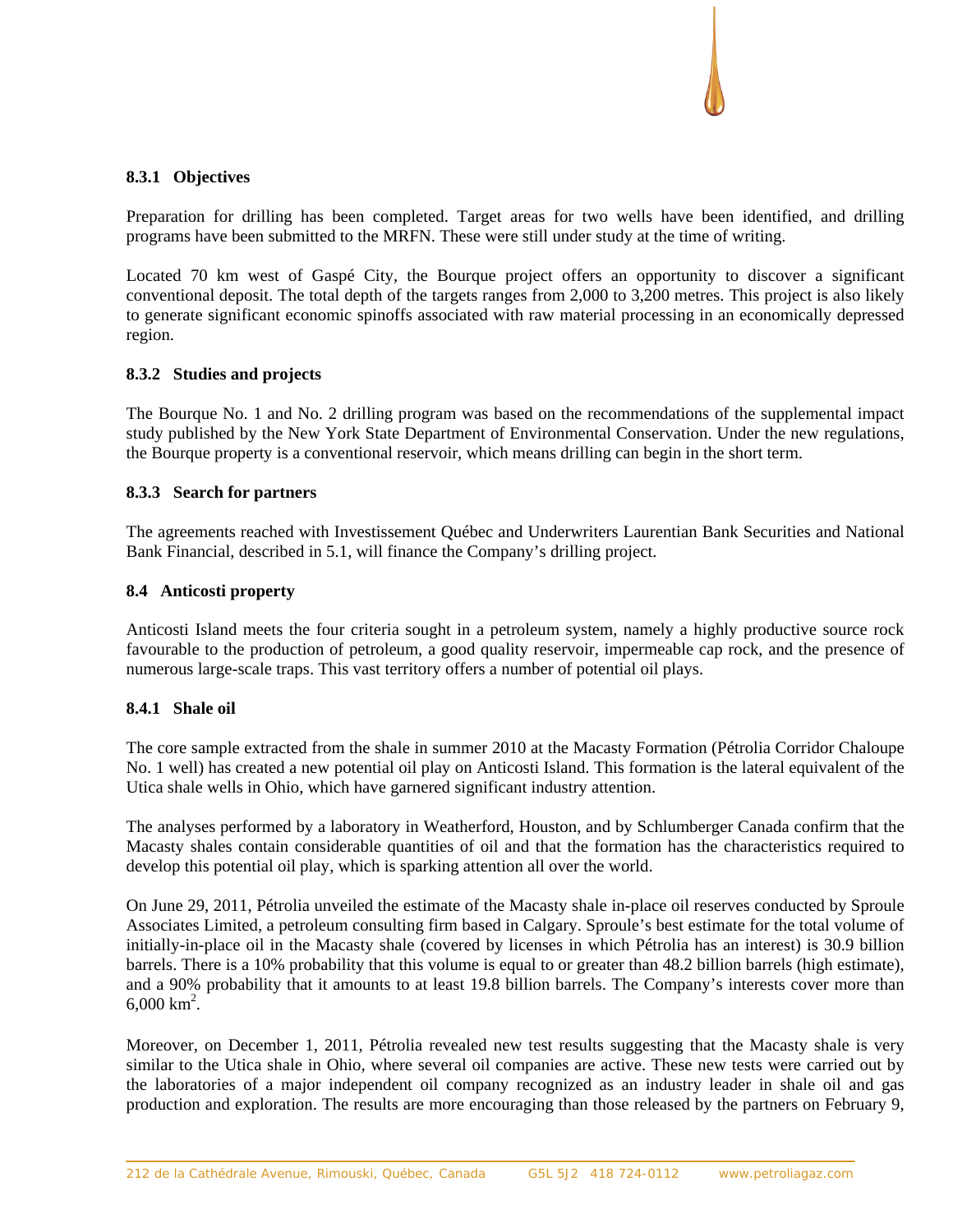### 8.3.1 Objectives

Preparation for drilling has been completed. Target areas for two wells have been identified, and drilling programs have been submitted to the MRFN. These were still under study at the time of writing.

Located 70 km west of Gaspé City, the Bourque project offers an opportunity to discover a significant conventional deposit. The total depth of the targets ranges from 2,000 to 3,200 metres. This project is also likely to generate significant economic spinoffs associated with raw material processing in an economically depressed region.

### 8.3.2 Studies and projects

The Bourque No. 1 and No. 2 drilling program was based on the recommendations of the supplemental impact study published by the New York State Department of Environmental Conservation. Under the new regulations, the Bourque property is a conventional reservoir, which means drilling can begin in the short term.

### 8.3.3 Search for partners

The agreements reached with Investissement Québec and Underwriters Laurentian Bank Securities and National Bank Financial, described in 5.1, will finance the Company's drilling project.

## 8.4 Anticosti property

Anticosti Island meets the four criteria sought in a petroleum system, namely a highly productive source rock favourable to the production of petroleum, a good quality reservoir, impermeable cap rock, and the presence of numerous large-scale traps. This vast territory offers a number of potential oil plays.

### 8.4.1 Shale oil

The core sample extracted from the shale in summer 2010 at the Macasty Formation (Pétrolia Corridor Chaloupe No. 1 well) has created a new potential oil play on Anticosti Island. This formation is the lateral equivalent of the Utica shale wells in Ohio, which have garnered significant industry attention.

The analyses performed by a laboratory in Weatherford, Houston, and by Schlumberger Canada confirm that the Macasty shales contain considerable quantities of oil and that the formation has the characteristics required to develop this potential oil play, which is sparking attention all over the world.

On June 29, 2011, Pétrolia unveiled the estimate of the Macasty shale in-place oil reserves conducted by Sproule Associates Limited, a petroleum consulting firm based in Calgary. Sproule's best estimate for the total volume of initially-in-place oil in the Macasty shale (covered by licenses in which Pétrolia has an interest) is 30.9 billion barrels. There is a 10% probability that this volume is equal to or greater than 48.2 billion barrels (high estimate), and a 90% probability that it amounts to at least 19.8 billion barrels. The Company's interests cover more than 6,000 $km^2$.

Moreover, on December 1, 2011, Pétrolia revealed new test results suggesting that the Macasty shale is very similar to the Utica shale in Ohio, where several oil companies are active. These new tests were carried out by the laboratories of a major independent oil company recognized as an industry leader in shale oil and gas production and exploration. The results are more encouraging than those released by the partners on February 9,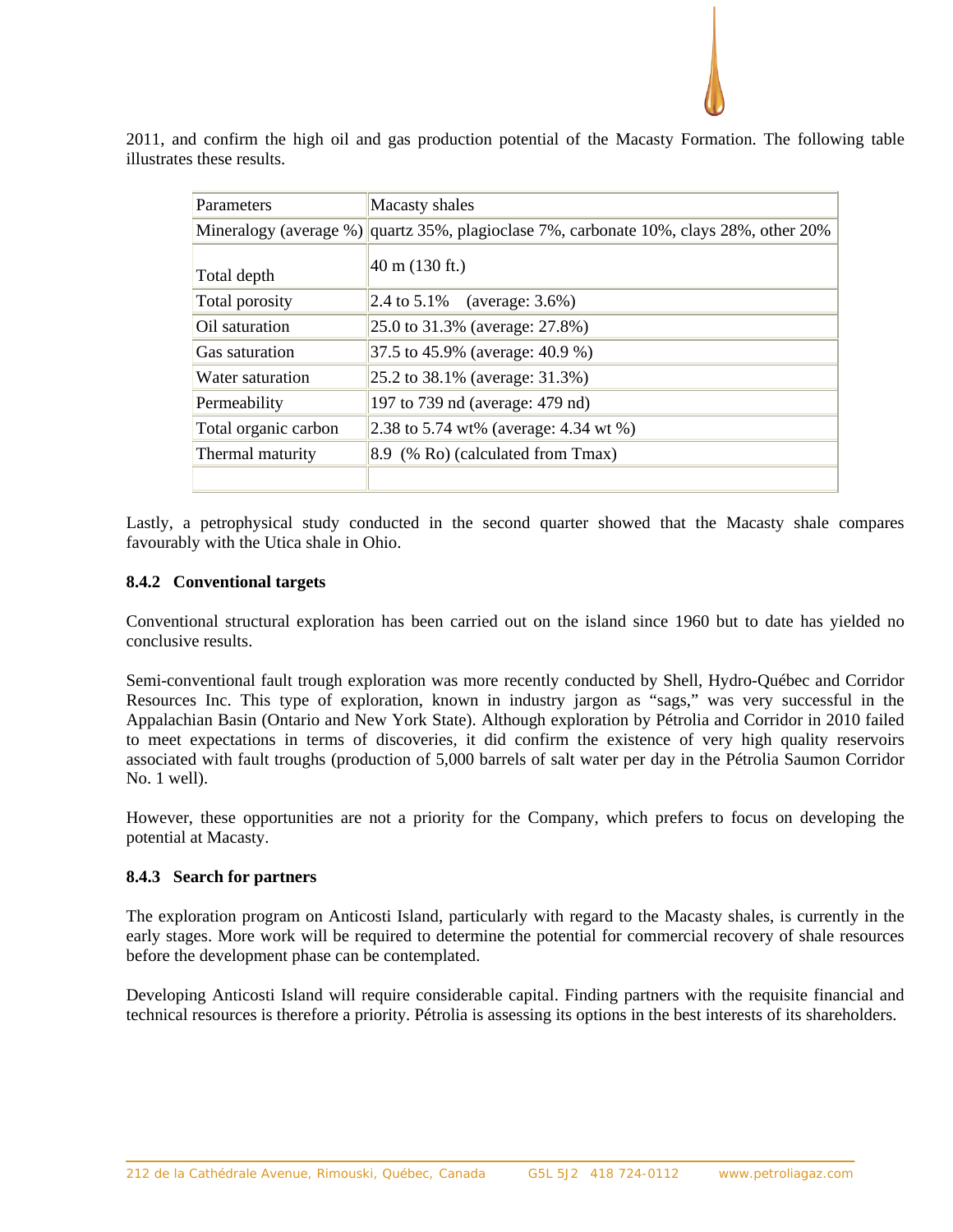2011, and confirm the high oil and gas production potential of the Macasty Formation. The following table illustrates these results.

| Parameters | Macasty shales |
|---|---|
| Mineralogy (average %) | quartz 35%, plagioclase 7%, carbonate 10%, clays 28%, other 20% |
| Total depth | 40 m (130 ft.) |
| Total porosity | 2.4 to 5.1% (average: 3.6%) |
| Oil saturation | 25.0 to 31.3% (average: 27.8%) |
| Gas saturation | 37.5 to 45.9% (average: 40.9 %) |
| Water saturation | 25.2 to 38.1% (average: 31.3%) |
| Permeability | 197 to 739 nd (average: 479 nd) |
| Total organic carbon | 2.38 to 5.74 wt% (average: 4.34 wt %) |
| Thermal maturity | 8.9 (% Ro) (calculated from Tmax) |
| | |

Lastly, a petrophysical study conducted in the second quarter showed that the Macasty shale compares favourably with the Utica shale in Ohio.

### 8.4.2 Conventional targets

Conventional structural exploration has been carried out on the island since 1960 but to date has yielded no conclusive results.

Semi-conventional fault trough exploration was more recently conducted by Shell, Hydro-Québec and Corridor Resources Inc. This type of exploration, known in industry jargon as “sags,” was very successful in the Appalachian Basin (Ontario and New York State). Although exploration by Pétrolia and Corridor in 2010 failed to meet expectations in terms of discoveries, it did confirm the existence of very high quality reservoirs associated with fault troughs (production of 5,000 barrels of salt water per day in the Pétrolia Saumon Corridor No. 1 well).

However, these opportunities are not a priority for the Company, which prefers to focus on developing the potential at Macasty.

### 8.4.3 Search for partners

The exploration program on Anticosti Island, particularly with regard to the Macasty shales, is currently in the early stages. More work will be required to determine the potential for commercial recovery of shale resources before the development phase can be contemplated.

Developing Anticosti Island will require considerable capital. Finding partners with the requisite financial and technical resources is therefore a priority. Pétrolia is assessing its options in the best interests of its shareholders.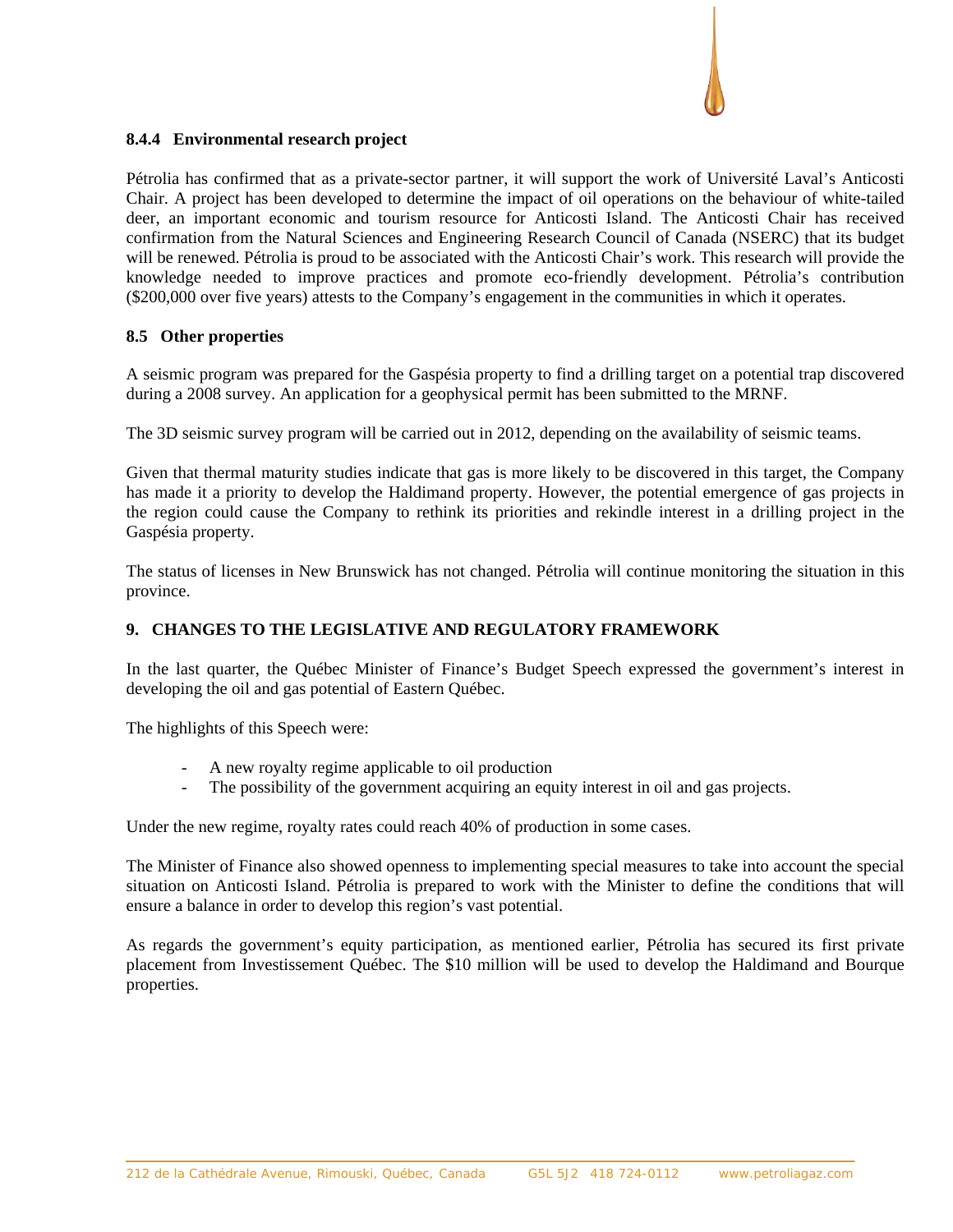#### 8.4.4 Environmental research project

Pétrolia has confirmed that as a private-sector partner, it will support the work of Université Laval's Anticosti Chair. A project has been developed to determine the impact of oil operations on the behaviour of white-tailed deer, an important economic and tourism resource for Anticosti Island. The Anticosti Chair has received confirmation from the Natural Sciences and Engineering Research Council of Canada (NSERC) that its budget will be renewed. Pétrolia is proud to be associated with the Anticosti Chair's work. This research will provide the knowledge needed to improve practices and promote eco-friendly development. Pétrolia's contribution ($200,000 over five years) attests to the Company's engagement in the communities in which it operates.

### 8.5 Other properties

A seismic program was prepared for the Gaspésia property to find a drilling target on a potential trap discovered during a 2008 survey. An application for a geophysical permit has been submitted to the MRNF.

The 3D seismic survey program will be carried out in 2012, depending on the availability of seismic teams.

Given that thermal maturity studies indicate that gas is more likely to be discovered in this target, the Company has made it a priority to develop the Haldimand property. However, the potential emergence of gas projects in the region could cause the Company to rethink its priorities and rekindle interest in a drilling project in the Gaspésia property.

The status of licenses in New Brunswick has not changed. Pétrolia will continue monitoring the situation in this province.

## 9. CHANGES TO THE LEGISLATIVE AND REGULATORY FRAMEWORK

In the last quarter, the Québec Minister of Finance's Budget Speech expressed the government's interest in developing the oil and gas potential of Eastern Québec.

The highlights of this Speech were:

- A new royalty regime applicable to oil production
- The possibility of the government acquiring an equity interest in oil and gas projects.

Under the new regime, royalty rates could reach 40% of production in some cases.

The Minister of Finance also showed openness to implementing special measures to take into account the special situation on Anticosti Island. Pétrolia is prepared to work with the Minister to define the conditions that will ensure a balance in order to develop this region's vast potential.

As regards the government's equity participation, as mentioned earlier, Pétrolia has secured its first private placement from Investissement Québec. The $10 million will be used to develop the Haldimand and Bourque properties.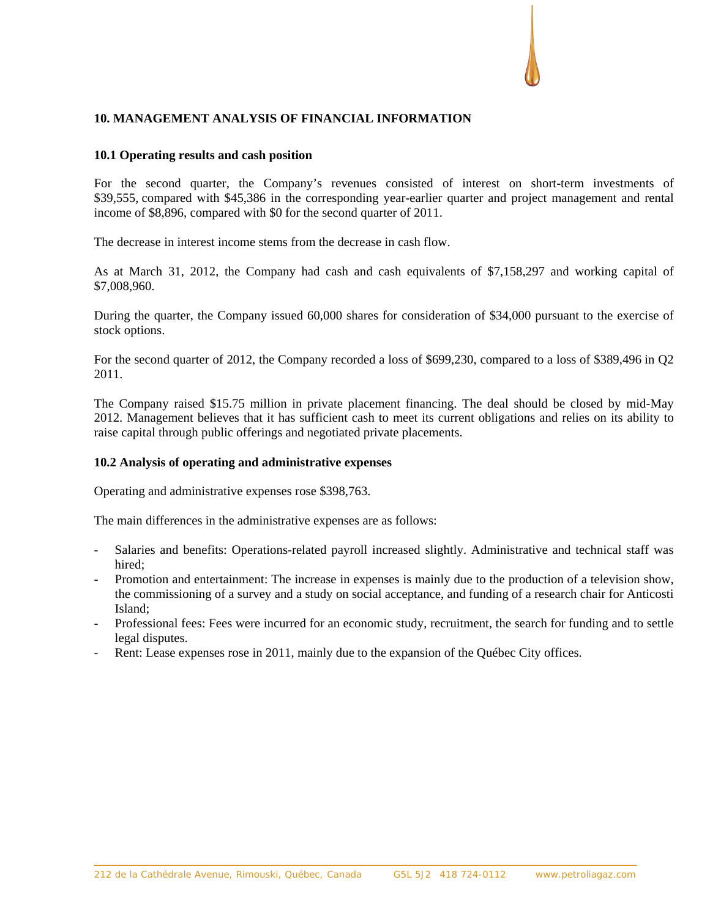## 10. MANAGEMENT ANALYSIS OF FINANCIAL INFORMATION

### 10.1 Operating results and cash position

For the second quarter, the Company's revenues consisted of interest on short-term investments of $39,555, compared with $45,386 in the corresponding year-earlier quarter and project management and rental income of $8,896, compared with $0 for the second quarter of 2011.

The decrease in interest income stems from the decrease in cash flow.

As at March 31, 2012, the Company had cash and cash equivalents of $7,158,297 and working capital of $7,008,960.

During the quarter, the Company issued 60,000 shares for consideration of $34,000 pursuant to the exercise of stock options.

For the second quarter of 2012, the Company recorded a loss of $699,230, compared to a loss of $389,496 in Q2 2011.

The Company raised $15.75 million in private placement financing. The deal should be closed by mid-May 2012. Management believes that it has sufficient cash to meet its current obligations and relies on its ability to raise capital through public offerings and negotiated private placements.

### 10.2 Analysis of operating and administrative expenses

Operating and administrative expenses rose $398,763.

The main differences in the administrative expenses are as follows:

- Salaries and benefits: Operations-related payroll increased slightly. Administrative and technical staff was hired;
- Promotion and entertainment: The increase in expenses is mainly due to the production of a television show, the commissioning of a survey and a study on social acceptance, and funding of a research chair for Anticosti Island;
- Professional fees: Fees were incurred for an economic study, recruitment, the search for funding and to settle legal disputes.
- Rent: Lease expenses rose in 2011, mainly due to the expansion of the Québec City offices.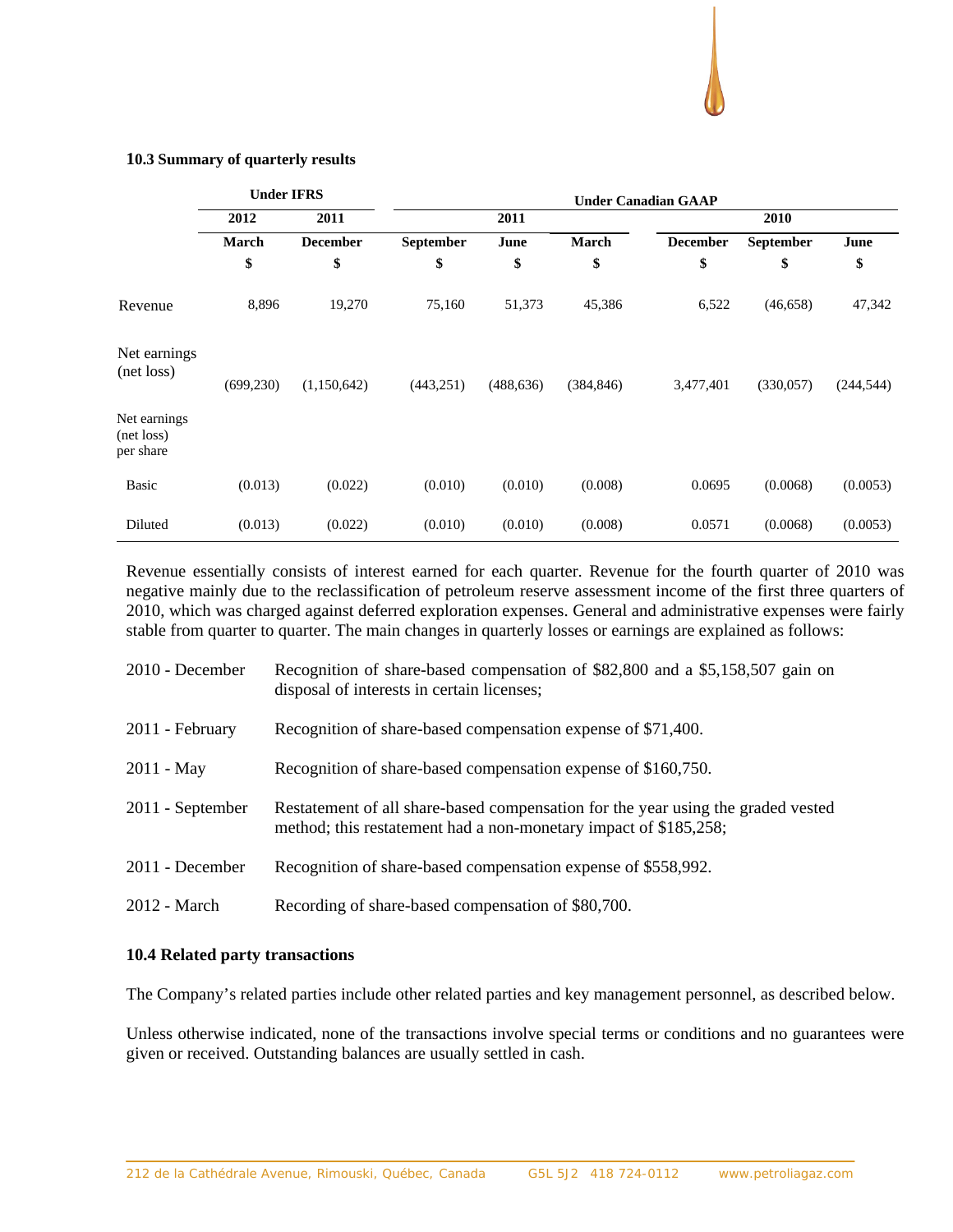### 10.3 Summary of quarterly results

| | Under IFRS | | Under Canadian GAAP | | | | | |
|---|---|---|---|---|---|---|---|---|
| | 2012 | 2011 | 2011 | | | 2010 | | |
| | March | December | September | June | March | December | September | June |
| | $ | $ | $ | $ | $ | $ | $ | $ |
| Revenue | 8,896 | 19,270 | 75,160 | 51,373 | 45,386 | 6,522 | (46,658) | 47,342 |
| Net earnings (net loss) | (699,230) | (1,150,642) | (443,251) | (488,636) | (384,846) | 3,477,401 | (330,057) | (244,544) |
| Net earnings (net loss) per share | | | | | | | | |
| Basic | (0.013) | (0.022) | (0.010) | (0.010) | (0.008) | 0.0695 | (0.0068) | (0.0053) |
| Diluted | (0.013) | (0.022) | (0.010) | (0.010) | (0.008) | 0.0571 | (0.0068) | (0.0053) |

Revenue essentially consists of interest earned for each quarter. Revenue for the fourth quarter of 2010 was negative mainly due to the reclassification of petroleum reserve assessment income of the first three quarters of 2010, which was charged against deferred exploration expenses. General and administrative expenses were fairly stable from quarter to quarter. The main changes in quarterly losses or earnings are explained as follows:

| | |
|---|---|
| 2010 - December | Recognition of share-based compensation of $82,800 and a $5,158,507 gain on disposal of interests in certain licenses; |
| 2011 - February | Recognition of share-based compensation expense of $71,400. |
| 2011 - May | Recognition of share-based compensation expense of $160,750. |
| 2011 - September | Restatement of all share-based compensation for the year using the graded vested method; this restatement had a non-monetary impact of $185,258; |
| 2011 - December | Recognition of share-based compensation expense of $558,992. |
| 2012 - March | Recording of share-based compensation of $80,700. |

### 10.4 Related party transactions

The Company's related parties include other related parties and key management personnel, as described below.

Unless otherwise indicated, none of the transactions involve special terms or conditions and no guarantees were given or received. Outstanding balances are usually settled in cash.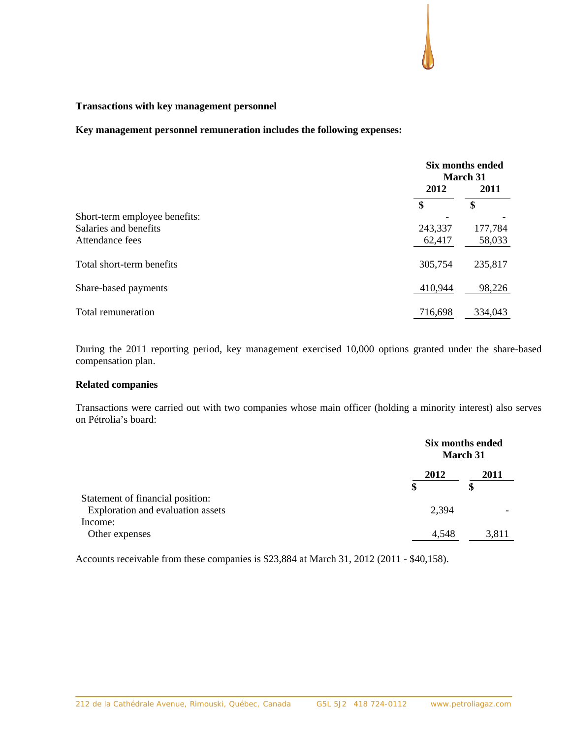**Transactions with key management personnel**

**Key management personnel remuneration includes the following expenses:**

| | Six months ended March 31 | |
|---|---|---|
| | 2012 | 2011 |
| | $ | $ |
| Short-term employee benefits: | - | - |
| Salaries and benefits | 243,337 | 177,784 |
| Attendance fees | 62,417 | 58,033 |
| Total short-term benefits | 305,754 | 235,817 |
| Share-based payments | 410,944 | 98,226 |
| Total remuneration | 716,698 | 334,043 |

During the 2011 reporting period, key management exercised 10,000 options granted under the share-based compensation plan.

**Related companies**

Transactions were carried out with two companies whose main officer (holding a minority interest) also serves on Pétrolia's board:

| | Six months ended March 31 | |
|---|---|---|
| | 2012 | 2011 |
| | $ | $ |
| Statement of financial position: | | |
| Exploration and evaluation assets | 2,394 | - |
| Income: | | |
| Other expenses | 4,548 | 3,811 |

Accounts receivable from these companies is $23,884 at March 31, 2012 (2011 - $40,158).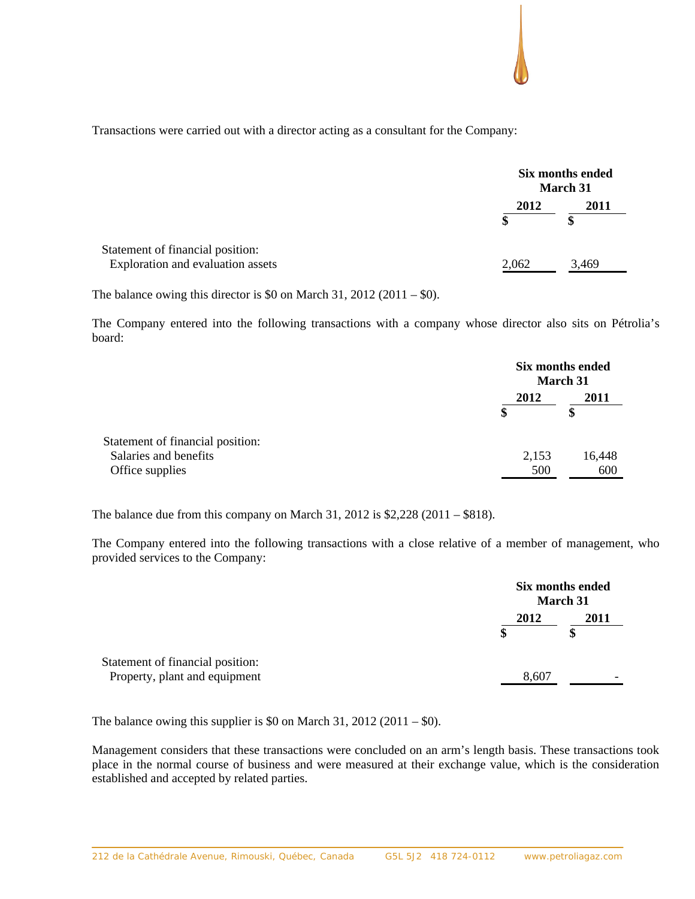Transactions were carried out with a director acting as a consultant for the Company:

| | Six months ended March 31 | |
|---|---|---|
| | 2012 | 2011 |
| | $ | $ |
| Statement of financial position: | | |
| Exploration and evaluation assets | 2,062 | 3,469 |

The balance owing this director is $0 on March 31, 2012 (2011 – $0).

The Company entered into the following transactions with a company whose director also sits on Pétrolia's board:

| | Six months ended March 31 | |
|---|---|---|
| | 2012 | 2011 |
| | $ | $ |
| Statement of financial position: | | |
| Salaries and benefits | 2,153 | 16,448 |
| Office supplies | 500 | 600 |

The balance due from this company on March 31, 2012 is $2,228 (2011 – $818).

The Company entered into the following transactions with a close relative of a member of management, who provided services to the Company:

| | Six months ended March 31 | |
|---|---|---|
| | 2012 | 2011 |
| | $ | $ |
| Statement of financial position: | | |
| Property, plant and equipment | 8,607 | - |

The balance owing this supplier is $0 on March 31, 2012 (2011 – $0).

Management considers that these transactions were concluded on an arm's length basis. These transactions took place in the normal course of business and were measured at their exchange value, which is the consideration established and accepted by related parties.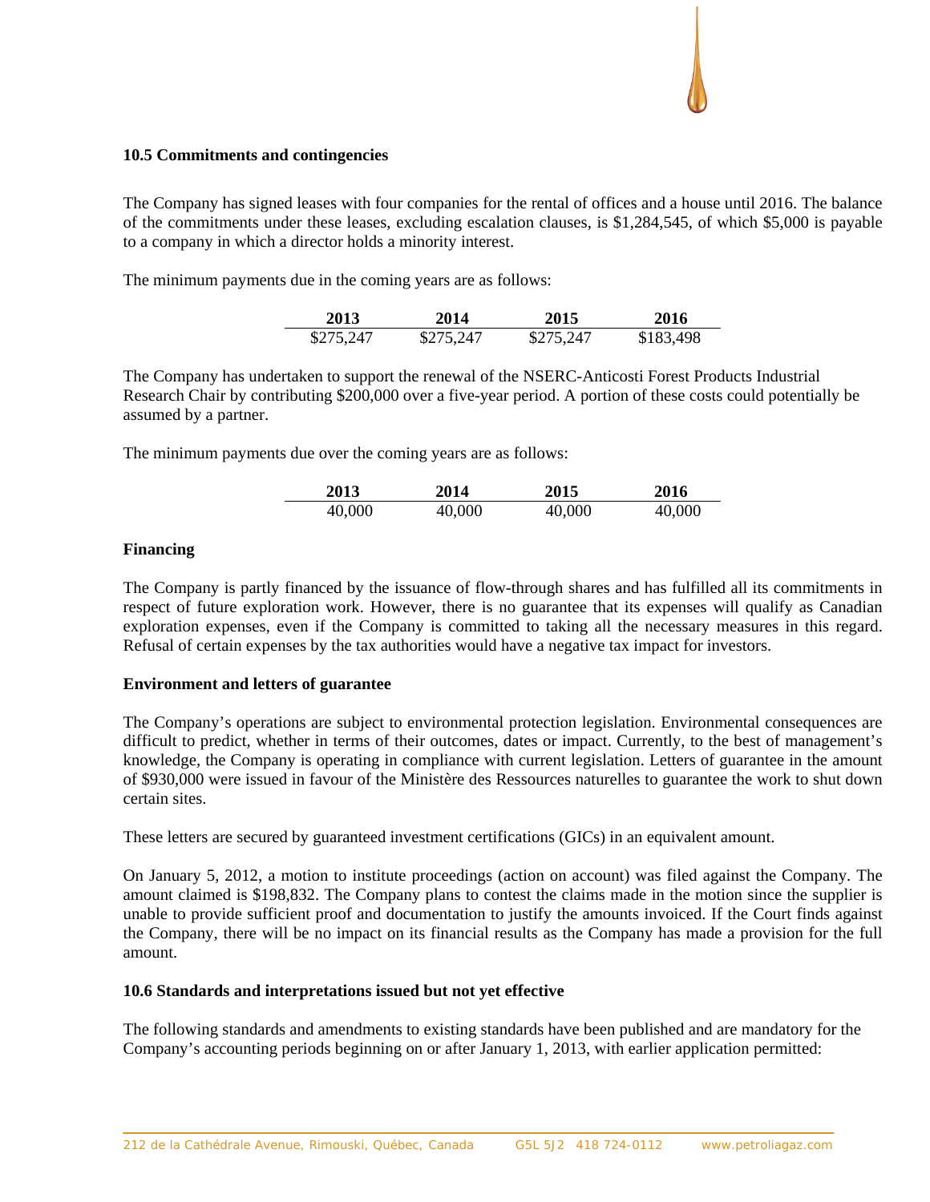### 10.5 Commitments and contingencies

The Company has signed leases with four companies for the rental of offices and a house until 2016. The balance of the commitments under these leases, excluding escalation clauses, is $1,284,545, of which $5,000 is payable to a company in which a director holds a minority interest.

The minimum payments due in the coming years are as follows:

| 2013 | 2014 | 2015 | 2016 |
|---|---|---|---|
| $275,247 | $275,247 | $275,247 | $183,498 |

The Company has undertaken to support the renewal of the NSERC-Anticosti Forest Products Industrial Research Chair by contributing $200,000 over a five-year period. A portion of these costs could potentially be assumed by a partner.

The minimum payments due over the coming years are as follows:

| 2013 | 2014 | 2015 | 2016 |
|---|---|---|---|
| 40,000 | 40,000 | 40,000 | 40,000 |

#### Financing

The Company is partly financed by the issuance of flow-through shares and has fulfilled all its commitments in respect of future exploration work. However, there is no guarantee that its expenses will qualify as Canadian exploration expenses, even if the Company is committed to taking all the necessary measures in this regard. Refusal of certain expenses by the tax authorities would have a negative tax impact for investors.

#### Environment and letters of guarantee

The Company's operations are subject to environmental protection legislation. Environmental consequences are difficult to predict, whether in terms of their outcomes, dates or impact. Currently, to the best of management's knowledge, the Company is operating in compliance with current legislation. Letters of guarantee in the amount of $930,000 were issued in favour of the Ministère des Ressources naturelles to guarantee the work to shut down certain sites.

These letters are secured by guaranteed investment certifications (GICs) in an equivalent amount.

On January 5, 2012, a motion to institute proceedings (action on account) was filed against the Company. The amount claimed is $198,832. The Company plans to contest the claims made in the motion since the supplier is unable to provide sufficient proof and documentation to justify the amounts invoiced. If the Court finds against the Company, there will be no impact on its financial results as the Company has made a provision for the full amount.

### 10.6 Standards and interpretations issued but not yet effective

The following standards and amendments to existing standards have been published and are mandatory for the Company's accounting periods beginning on or after January 1, 2013, with earlier application permitted: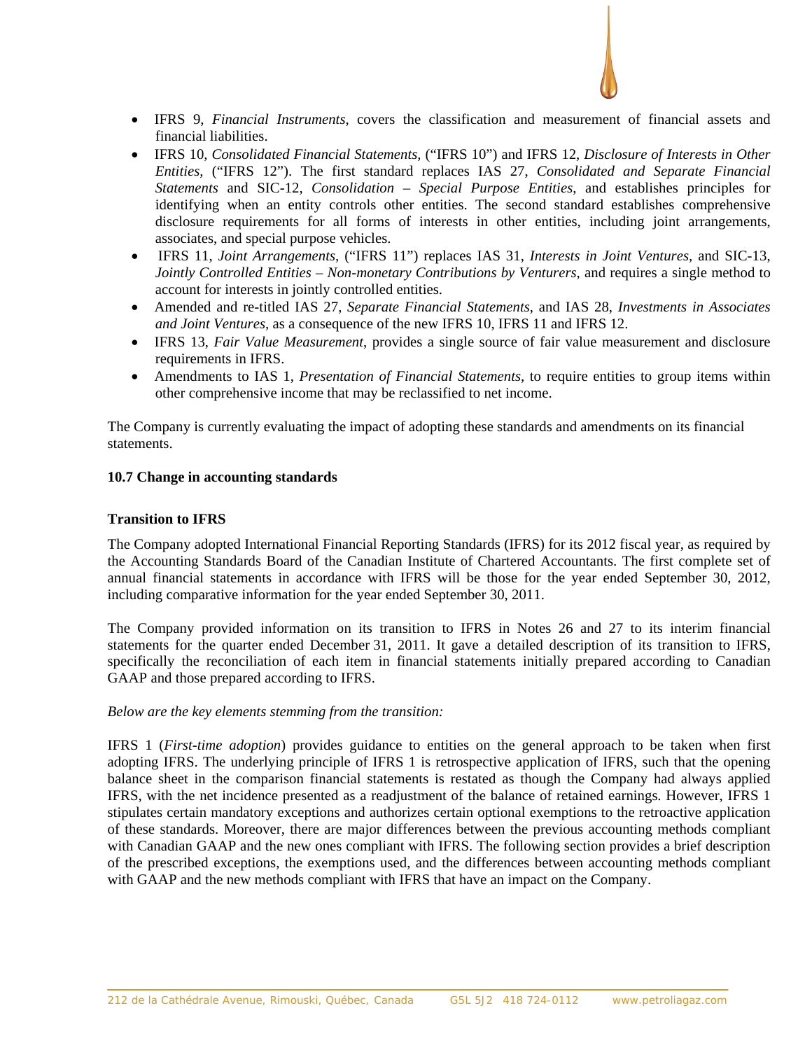- IFRS 9, *Financial Instruments*, covers the classification and measurement of financial assets and financial liabilities.
- IFRS 10, *Consolidated Financial Statements*, ("IFRS 10") and IFRS 12, *Disclosure of Interests in Other Entities*, ("IFRS 12"). The first standard replaces IAS 27, *Consolidated and Separate Financial Statements* and SIC-12, *Consolidation – Special Purpose Entities*, and establishes principles for identifying when an entity controls other entities. The second standard establishes comprehensive disclosure requirements for all forms of interests in other entities, including joint arrangements, associates, and special purpose vehicles.
- IFRS 11, *Joint Arrangements*, ("IFRS 11") replaces IAS 31, *Interests in Joint Ventures*, and SIC-13, *Jointly Controlled Entities – Non-monetary Contributions by Venturers*, and requires a single method to account for interests in jointly controlled entities.
- Amended and re-titled IAS 27, *Separate Financial Statements*, and IAS 28, *Investments in Associates and Joint Ventures*, as a consequence of the new IFRS 10, IFRS 11 and IFRS 12.
- IFRS 13, *Fair Value Measurement*, provides a single source of fair value measurement and disclosure requirements in IFRS.
- Amendments to IAS 1, *Presentation of Financial Statements*, to require entities to group items within other comprehensive income that may be reclassified to net income.

The Company is currently evaluating the impact of adopting these standards and amendments on its financial statements.

### 10.7 Change in accounting standards

**Transition to IFRS**

The Company adopted International Financial Reporting Standards (IFRS) for its 2012 fiscal year, as required by the Accounting Standards Board of the Canadian Institute of Chartered Accountants. The first complete set of annual financial statements in accordance with IFRS will be those for the year ended September 30, 2012, including comparative information for the year ended September 30, 2011.

The Company provided information on its transition to IFRS in Notes 26 and 27 to its interim financial statements for the quarter ended December 31, 2011. It gave a detailed description of its transition to IFRS, specifically the reconciliation of each item in financial statements initially prepared according to Canadian GAAP and those prepared according to IFRS.

*Below are the key elements stemming from the transition:*

IFRS 1 (*First-time adoption*) provides guidance to entities on the general approach to be taken when first adopting IFRS. The underlying principle of IFRS 1 is retrospective application of IFRS, such that the opening balance sheet in the comparison financial statements is restated as though the Company had always applied IFRS, with the net incidence presented as a readjustment of the balance of retained earnings. However, IFRS 1 stipulates certain mandatory exceptions and authorizes certain optional exemptions to the retroactive application of these standards. Moreover, there are major differences between the previous accounting methods compliant with Canadian GAAP and the new ones compliant with IFRS. The following section provides a brief description of the prescribed exceptions, the exemptions used, and the differences between accounting methods compliant with GAAP and the new methods compliant with IFRS that have an impact on the Company.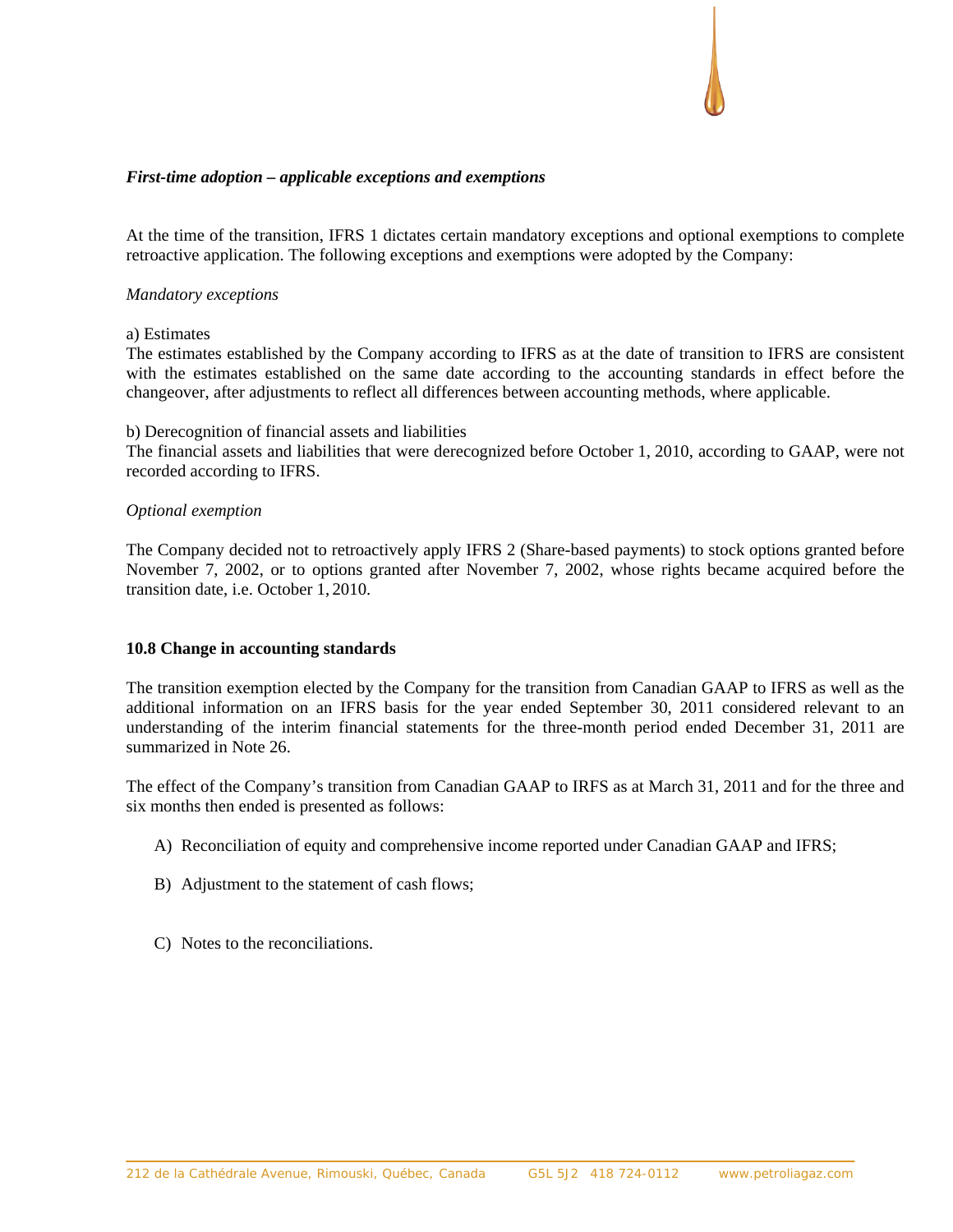*First-time adoption – applicable exceptions and exemptions*

At the time of the transition, IFRS 1 dictates certain mandatory exceptions and optional exemptions to complete retroactive application. The following exceptions and exemptions were adopted by the Company:

*Mandatory exceptions*

a) Estimates
The estimates established by the Company according to IFRS as at the date of transition to IFRS are consistent with the estimates established on the same date according to the accounting standards in effect before the changeover, after adjustments to reflect all differences between accounting methods, where applicable.

b) Derecognition of financial assets and liabilities
The financial assets and liabilities that were derecognized before October 1, 2010, according to GAAP, were not recorded according to IFRS.

*Optional exemption*

The Company decided not to retroactively apply IFRS 2 (Share-based payments) to stock options granted before November 7, 2002, or to options granted after November 7, 2002, whose rights became acquired before the transition date, i.e. October 1, 2010.

**10.8 Change in accounting standards**

The transition exemption elected by the Company for the transition from Canadian GAAP to IFRS as well as the additional information on an IFRS basis for the year ended September 30, 2011 considered relevant to an understanding of the interim financial statements for the three-month period ended December 31, 2011 are summarized in Note 26.

The effect of the Company's transition from Canadian GAAP to IRFS as at March 31, 2011 and for the three and six months then ended is presented as follows:

A) Reconciliation of equity and comprehensive income reported under Canadian GAAP and IFRS;

B) Adjustment to the statement of cash flows;

C) Notes to the reconciliations.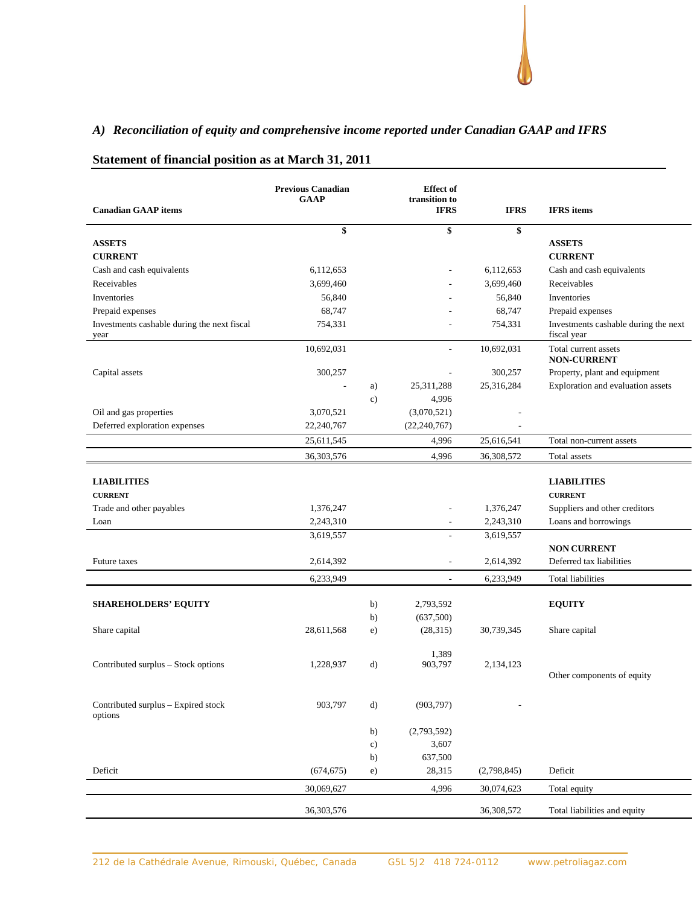### *A) Reconciliation of equity and comprehensive income reported under Canadian GAAP and IFRS*

## Statement of financial position as at March 31, 2011

| Canadian GAAP items | Previous Canadian GAAP | | Effect of transition to IFRS | IFRS | IFRS items |
|---|---|---|---|---|---|
| | $ | | $ | $ | |
| **ASSETS** | | | | | **ASSETS** |
| **CURRENT** | | | | | **CURRENT** |
| Cash and cash equivalents | 6,112,653 | | - | 6,112,653 | Cash and cash equivalents |
| Receivables | 3,699,460 | | - | 3,699,460 | Receivables |
| Inventories | 56,840 | | - | 56,840 | Inventories |
| Prepaid expenses | 68,747 | | - | 68,747 | Prepaid expenses |
| Investments cashable during the next fiscal year | 754,331 | | - | 754,331 | Investments cashable during the next fiscal year |
| | 10,692,031 | | - | 10,692,031 | Total current assets |
| | | | | | **NON-CURRENT** |
| Capital assets | 300,257 | | - | 300,257 | Property, plant and equipment |
| | - | a) | 25,311,288 | 25,316,284 | Exploration and evaluation assets |
| | | c) | 4,996 | | |
| Oil and gas properties | 3,070,521 | | (3,070,521) | - | |
| Deferred exploration expenses | 22,240,767 | | (22,240,767) | - | |
| | 25,611,545 | | 4,996 | 25,616,541 | Total non-current assets |
| | 36,303,576 | | 4,996 | 36,308,572 | Total assets |
| **LIABILITIES** | | | | | **LIABILITIES** |
| **CURRENT** | | | | | **CURRENT** |
| Trade and other payables | 1,376,247 | | - | 1,376,247 | Suppliers and other creditors |
| Loan | 2,243,310 | | - | 2,243,310 | Loans and borrowings |
| | 3,619,557 | | - | 3,619,557 | |
| | | | | | **NON CURRENT** |
| Future taxes | 2,614,392 | | - | 2,614,392 | Deferred tax liabilities |
| | 6,233,949 | | - | 6,233,949 | Total liabilities |
| **SHAREHOLDERS' EQUITY** | | b) | 2,793,592 | | **EQUITY** |
| | | b) | (637,500) | | |
| Share capital | 28,611,568 | e) | (28,315) | 30,739,345 | Share capital |
| | | | 1,389 | | |
| Contributed surplus – Stock options | 1,228,937 | d) | 903,797 | 2,134,123 | Other components of equity |
| Contributed surplus – Expired stock options | 903,797 | d) | (903,797) | - | |
| | | b) | (2,793,592) | | |
| | | c) | 3,607 | | |
| | | b) | 637,500 | | |
| Deficit | (674,675) | e) | 28,315 | (2,798,845) | Deficit |
| | 30,069,627 | | 4,996 | 30,074,623 | Total equity |
| | 36,303,576 | | | 36,308,572 | Total liabilities and equity |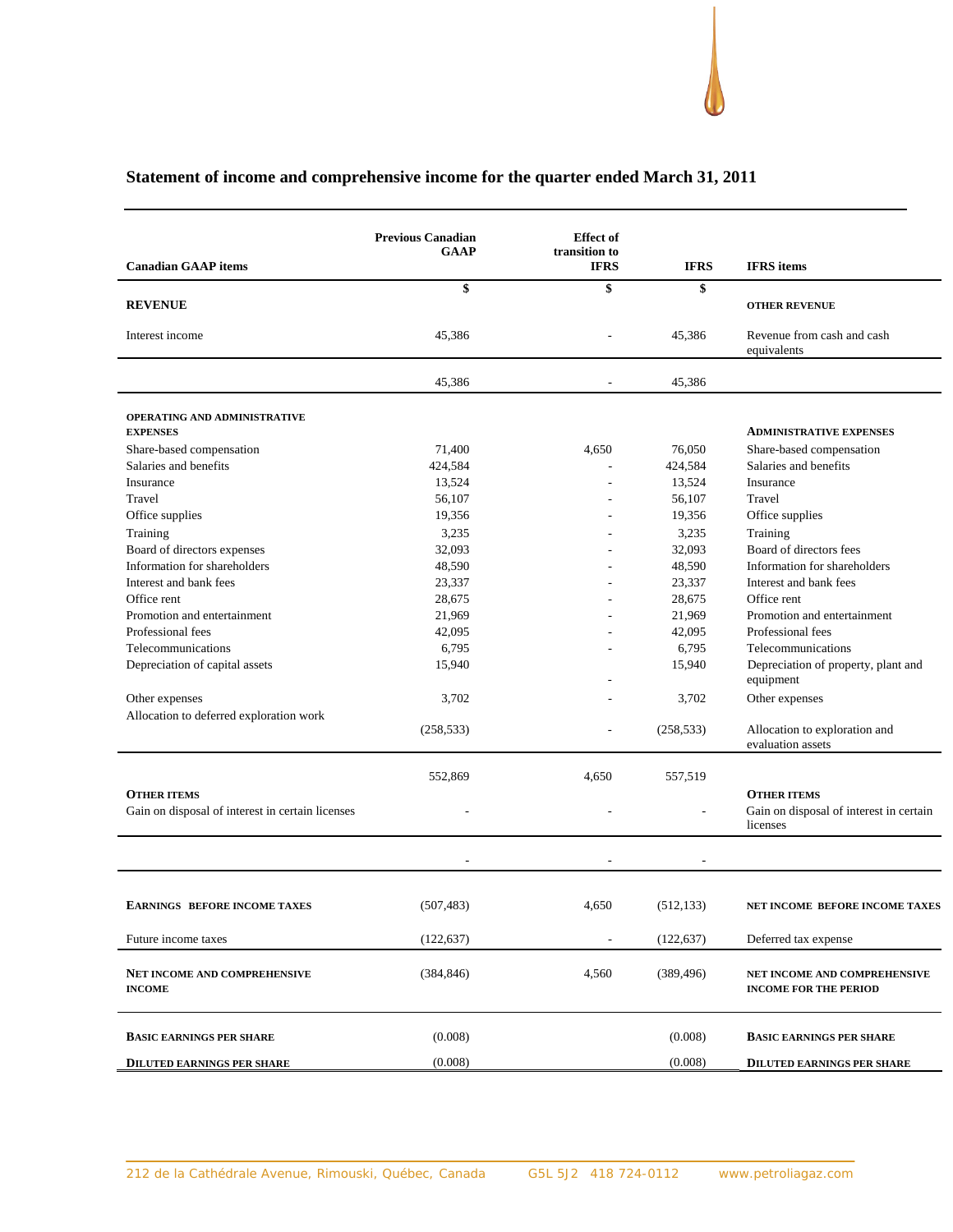## Statement of income and comprehensive income for the quarter ended March 31, 2011

| Canadian GAAP items | Previous Canadian GAAP | Effect of transition to IFRS | IFRS | IFRS items |
|---|---|---|---|---|
| | $ | $ | $ | |
| **REVENUE** | | | | **OTHER REVENUE** |
| Interest income | 45,386 | - | 45,386 | Revenue from cash and cash equivalents |
| | 45,386 | - | 45,386 | |
| **OPERATING AND ADMINISTRATIVE EXPENSES** | | | | **ADMINISTRATIVE EXPENSES** |
| Share-based compensation | 71,400 | 4,650 | 76,050 | Share-based compensation |
| Salaries and benefits | 424,584 | - | 424,584 | Salaries and benefits |
| Insurance | 13,524 | - | 13,524 | Insurance |
| Travel | 56,107 | - | 56,107 | Travel |
| Office supplies | 19,356 | - | 19,356 | Office supplies |
| Training | 3,235 | - | 3,235 | Training |
| Board of directors expenses | 32,093 | - | 32,093 | Board of directors fees |
| Information for shareholders | 48,590 | - | 48,590 | Information for shareholders |
| Interest and bank fees | 23,337 | - | 23,337 | Interest and bank fees |
| Office rent | 28,675 | - | 28,675 | Office rent |
| Promotion and entertainment | 21,969 | - | 21,969 | Promotion and entertainment |
| Professional fees | 42,095 | - | 42,095 | Professional fees |
| Telecommunications | 6,795 | - | 6,795 | Telecommunications |
| Depreciation of capital assets | 15,940 | - | 15,940 | Depreciation of property, plant and equipment |
| Other expenses | 3,702 | - | 3,702 | Other expenses |
| Allocation to deferred exploration work | (258,533) | - | (258,533) | Allocation to exploration and evaluation assets |
| | 552,869 | 4,650 | 557,519 | |
| **OTHER ITEMS** | | | | **OTHER ITEMS** |
| Gain on disposal of interest in certain licenses | - | - | - | Gain on disposal of interest in certain licenses |
| | - | - | - | |
| **EARNINGS BEFORE INCOME TAXES** | (507,483) | 4,650 | (512,133) | **NET INCOME BEFORE INCOME TAXES** |
| Future income taxes | (122,637) | - | (122,637) | Deferred tax expense |
| **NET INCOME AND COMPREHENSIVE INCOME** | (384,846) | 4,560 | (389,496) | **NET INCOME AND COMPREHENSIVE INCOME FOR THE PERIOD** |
| **BASIC EARNINGS PER SHARE** | (0.008) | | (0.008) | **BASIC EARNINGS PER SHARE** |
| **DILUTED EARNINGS PER SHARE** | (0.008) | | (0.008) | **DILUTED EARNINGS PER SHARE** |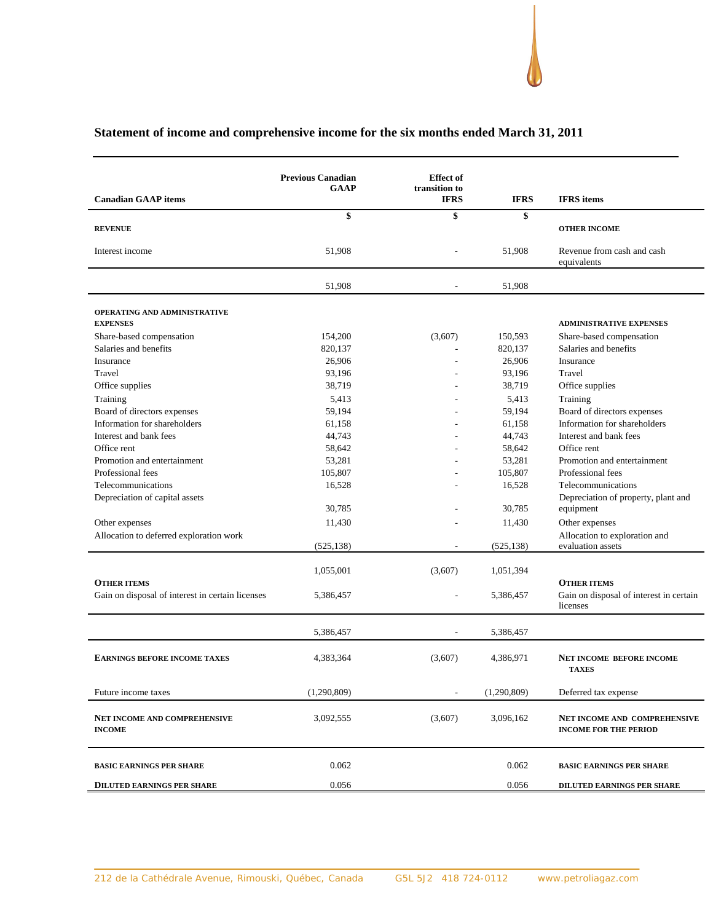## Statement of income and comprehensive income for the six months ended March 31, 2011

| Canadian GAAP items | Previous Canadian GAAP | Effect of transition to IFRS | IFRS | IFRS items |
|---|---|---|---|---|
| | $ | $ | $ | |
| **REVENUE** | | | | **OTHER INCOME** |
| Interest income | 51,908 | - | 51,908 | Revenue from cash and cash equivalents |
| | 51,908 | - | 51,908 | |
| **OPERATING AND ADMINISTRATIVE EXPENSES** | | | | **ADMINISTRATIVE EXPENSES** |
| Share-based compensation | 154,200 | (3,607) | 150,593 | Share-based compensation |
| Salaries and benefits | 820,137 | - | 820,137 | Salaries and benefits |
| Insurance | 26,906 | - | 26,906 | Insurance |
| Travel | 93,196 | - | 93,196 | Travel |
| Office supplies | 38,719 | - | 38,719 | Office supplies |
| Training | 5,413 | - | 5,413 | Training |
| Board of directors expenses | 59,194 | - | 59,194 | Board of directors expenses |
| Information for shareholders | 61,158 | - | 61,158 | Information for shareholders |
| Interest and bank fees | 44,743 | - | 44,743 | Interest and bank fees |
| Office rent | 58,642 | - | 58,642 | Office rent |
| Promotion and entertainment | 53,281 | - | 53,281 | Promotion and entertainment |
| Professional fees | 105,807 | - | 105,807 | Professional fees |
| Telecommunications | 16,528 | - | 16,528 | Telecommunications |
| Depreciation of capital assets | 30,785 | - | 30,785 | Depreciation of property, plant and equipment |
| Other expenses | 11,430 | - | 11,430 | Other expenses |
| Allocation to deferred exploration work | (525,138) | - | (525,138) | Allocation to exploration and evaluation assets |
| | 1,055,001 | (3,607) | 1,051,394 | |
| **OTHER ITEMS** | | | | **OTHER ITEMS** |
| Gain on disposal of interest in certain licenses | 5,386,457 | - | 5,386,457 | Gain on disposal of interest in certain licenses |
| | 5,386,457 | - | 5,386,457 | |
| **EARNINGS BEFORE INCOME TAXES** | 4,383,364 | (3,607) | 4,386,971 | **NET INCOME BEFORE INCOME TAXES** |
| Future income taxes | (1,290,809) | - | (1,290,809) | Deferred tax expense |
| **NET INCOME AND COMPREHENSIVE INCOME** | 3,092,555 | (3,607) | 3,096,162 | **NET INCOME AND COMPREHENSIVE INCOME FOR THE PERIOD** |
| **BASIC EARNINGS PER SHARE** | 0.062 | | 0.062 | **BASIC EARNINGS PER SHARE** |
| **DILUTED EARNINGS PER SHARE** | 0.056 | | 0.056 | **DILUTED EARNINGS PER SHARE** |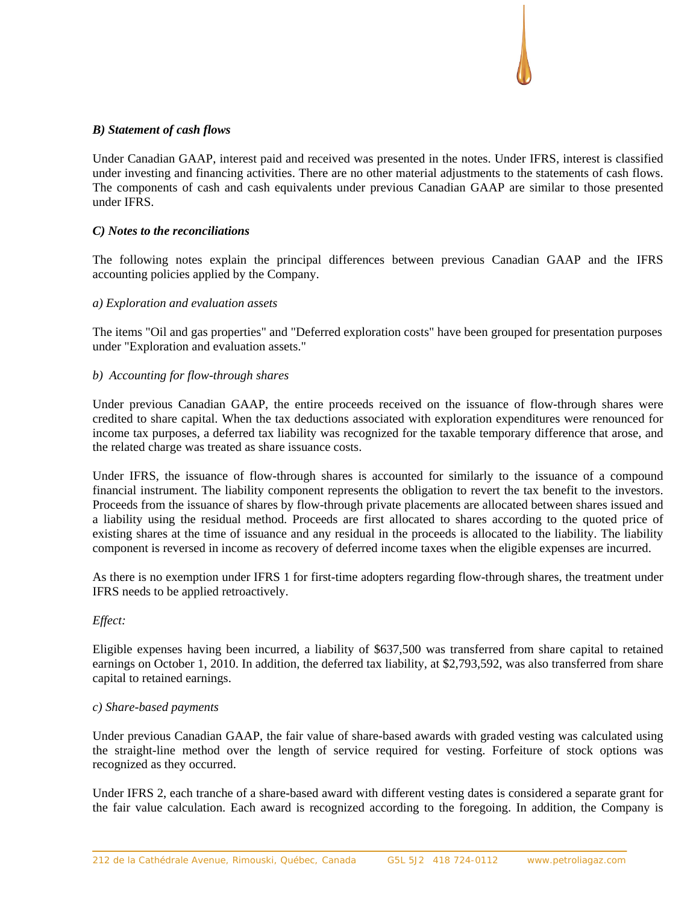***B) Statement of cash flows***

Under Canadian GAAP, interest paid and received was presented in the notes. Under IFRS, interest is classified under investing and financing activities. There are no other material adjustments to the statements of cash flows. The components of cash and cash equivalents under previous Canadian GAAP are similar to those presented under IFRS.

***C) Notes to the reconciliations***

The following notes explain the principal differences between previous Canadian GAAP and the IFRS accounting policies applied by the Company.

*a) Exploration and evaluation assets*

The items "Oil and gas properties" and "Deferred exploration costs" have been grouped for presentation purposes under "Exploration and evaluation assets."

*b) Accounting for flow-through shares*

Under previous Canadian GAAP, the entire proceeds received on the issuance of flow-through shares were credited to share capital. When the tax deductions associated with exploration expenditures were renounced for income tax purposes, a deferred tax liability was recognized for the taxable temporary difference that arose, and the related charge was treated as share issuance costs.

Under IFRS, the issuance of flow-through shares is accounted for similarly to the issuance of a compound financial instrument. The liability component represents the obligation to revert the tax benefit to the investors. Proceeds from the issuance of shares by flow-through private placements are allocated between shares issued and a liability using the residual method. Proceeds are first allocated to shares according to the quoted price of existing shares at the time of issuance and any residual in the proceeds is allocated to the liability. The liability component is reversed in income as recovery of deferred income taxes when the eligible expenses are incurred.

As there is no exemption under IFRS 1 for first-time adopters regarding flow-through shares, the treatment under IFRS needs to be applied retroactively.

*Effect:*

Eligible expenses having been incurred, a liability of $637,500 was transferred from share capital to retained earnings on October 1, 2010. In addition, the deferred tax liability, at $2,793,592, was also transferred from share capital to retained earnings.

*c) Share-based payments*

Under previous Canadian GAAP, the fair value of share-based awards with graded vesting was calculated using the straight-line method over the length of service required for vesting. Forfeiture of stock options was recognized as they occurred.

Under IFRS 2, each tranche of a share-based award with different vesting dates is considered a separate grant for the fair value calculation. Each award is recognized according to the foregoing. In addition, the Company is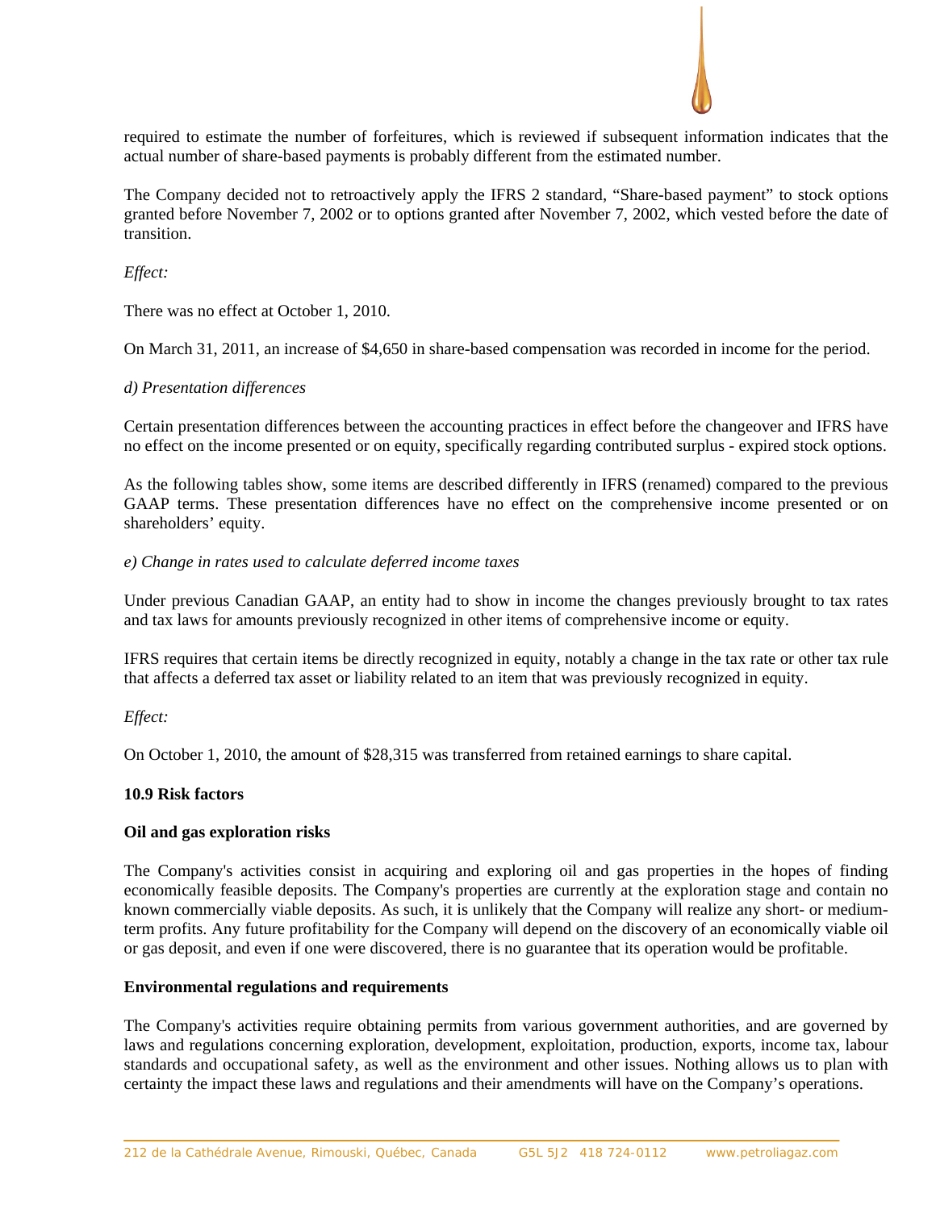required to estimate the number of forfeitures, which is reviewed if subsequent information indicates that the actual number of share-based payments is probably different from the estimated number.

The Company decided not to retroactively apply the IFRS 2 standard, “Share-based payment” to stock options granted before November 7, 2002 or to options granted after November 7, 2002, which vested before the date of transition.

*Effect:*

There was no effect at October 1, 2010.

On March 31, 2011, an increase of $4,650 in share-based compensation was recorded in income for the period.

*d) Presentation differences*

Certain presentation differences between the accounting practices in effect before the changeover and IFRS have no effect on the income presented or on equity, specifically regarding contributed surplus - expired stock options.

As the following tables show, some items are described differently in IFRS (renamed) compared to the previous GAAP terms. These presentation differences have no effect on the comprehensive income presented or on shareholders’ equity.

*e) Change in rates used to calculate deferred income taxes*

Under previous Canadian GAAP, an entity had to show in income the changes previously brought to tax rates and tax laws for amounts previously recognized in other items of comprehensive income or equity.

IFRS requires that certain items be directly recognized in equity, notably a change in the tax rate or other tax rule that affects a deferred tax asset or liability related to an item that was previously recognized in equity.

*Effect:*

On October 1, 2010, the amount of $28,315 was transferred from retained earnings to share capital.

**10.9 Risk factors**

**Oil and gas exploration risks**

The Company's activities consist in acquiring and exploring oil and gas properties in the hopes of finding economically feasible deposits. The Company's properties are currently at the exploration stage and contain no known commercially viable deposits. As such, it is unlikely that the Company will realize any short- or medium-term profits. Any future profitability for the Company will depend on the discovery of an economically viable oil or gas deposit, and even if one were discovered, there is no guarantee that its operation would be profitable.

**Environmental regulations and requirements**

The Company's activities require obtaining permits from various government authorities, and are governed by laws and regulations concerning exploration, development, exploitation, production, exports, income tax, labour standards and occupational safety, as well as the environment and other issues. Nothing allows us to plan with certainty the impact these laws and regulations and their amendments will have on the Company’s operations.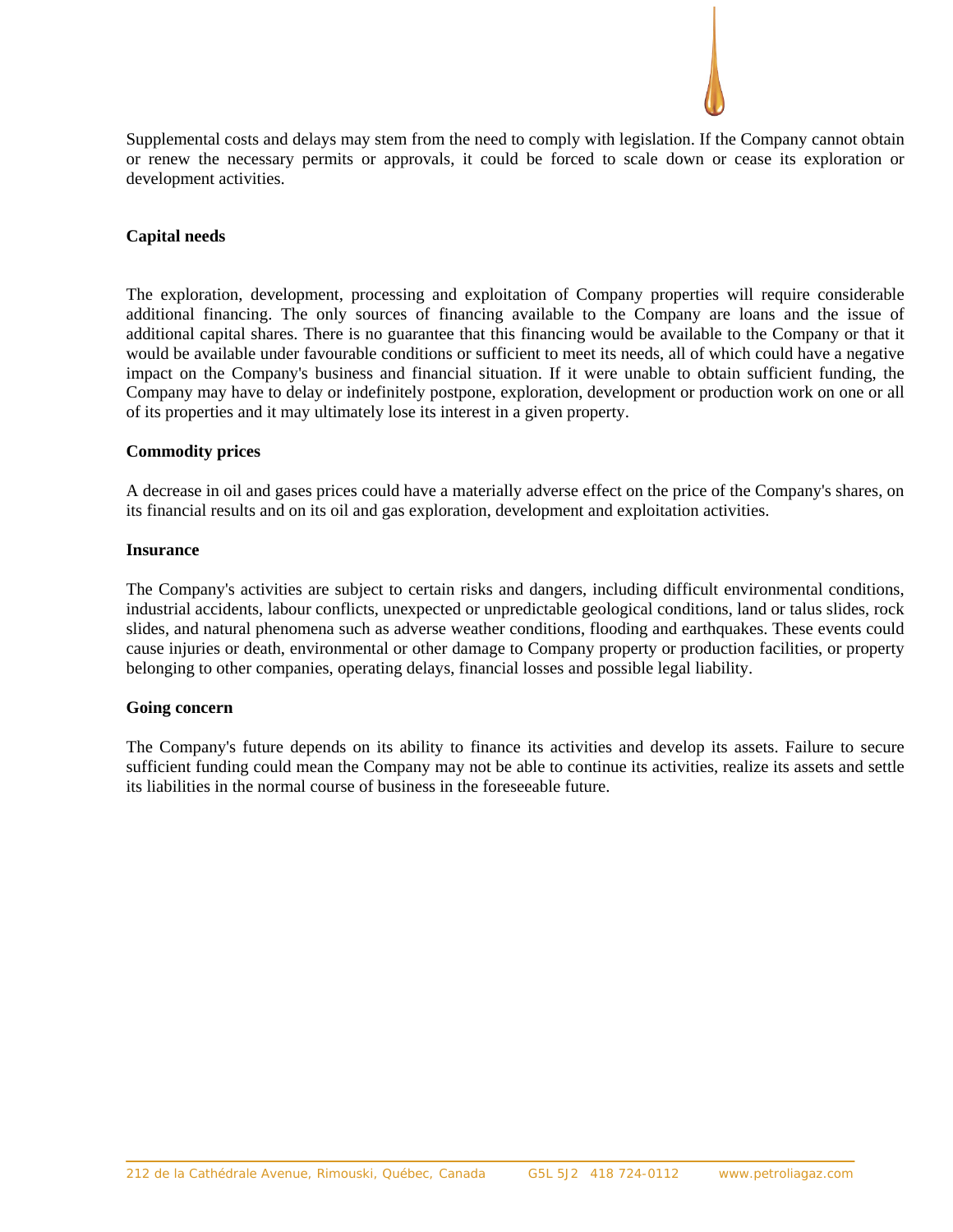Supplemental costs and delays may stem from the need to comply with legislation. If the Company cannot obtain or renew the necessary permits or approvals, it could be forced to scale down or cease its exploration or development activities.

**Capital needs**

The exploration, development, processing and exploitation of Company properties will require considerable additional financing. The only sources of financing available to the Company are loans and the issue of additional capital shares. There is no guarantee that this financing would be available to the Company or that it would be available under favourable conditions or sufficient to meet its needs, all of which could have a negative impact on the Company's business and financial situation. If it were unable to obtain sufficient funding, the Company may have to delay or indefinitely postpone, exploration, development or production work on one or all of its properties and it may ultimately lose its interest in a given property.

**Commodity prices**

A decrease in oil and gases prices could have a materially adverse effect on the price of the Company's shares, on its financial results and on its oil and gas exploration, development and exploitation activities.

**Insurance**

The Company's activities are subject to certain risks and dangers, including difficult environmental conditions, industrial accidents, labour conflicts, unexpected or unpredictable geological conditions, land or talus slides, rock slides, and natural phenomena such as adverse weather conditions, flooding and earthquakes. These events could cause injuries or death, environmental or other damage to Company property or production facilities, or property belonging to other companies, operating delays, financial losses and possible legal liability.

**Going concern**

The Company's future depends on its ability to finance its activities and develop its assets. Failure to secure sufficient funding could mean the Company may not be able to continue its activities, realize its assets and settle its liabilities in the normal course of business in the foreseeable future.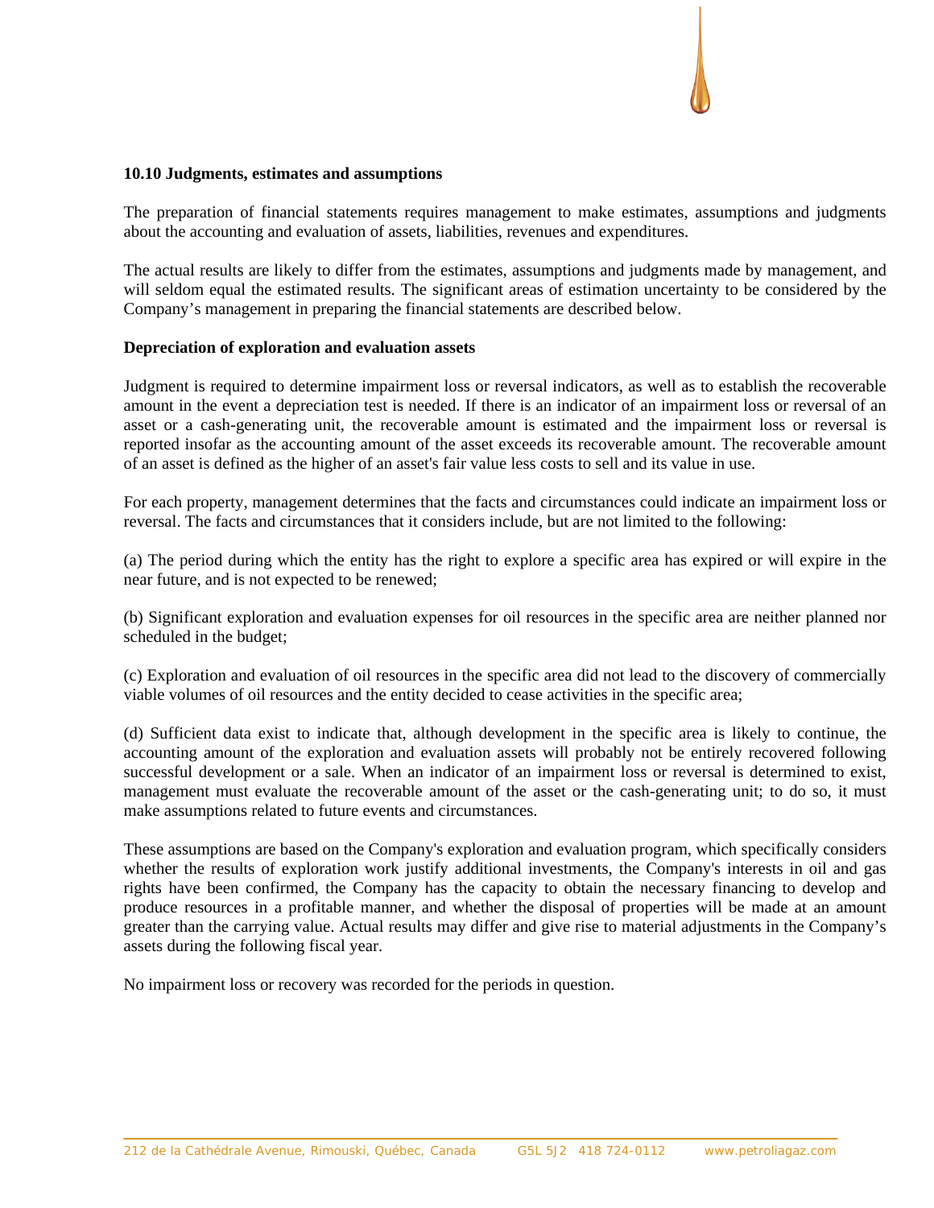### 10.10 Judgments, estimates and assumptions

The preparation of financial statements requires management to make estimates, assumptions and judgments about the accounting and evaluation of assets, liabilities, revenues and expenditures.

The actual results are likely to differ from the estimates, assumptions and judgments made by management, and will seldom equal the estimated results. The significant areas of estimation uncertainty to be considered by the Company's management in preparing the financial statements are described below.

**Depreciation of exploration and evaluation assets**

Judgment is required to determine impairment loss or reversal indicators, as well as to establish the recoverable amount in the event a depreciation test is needed. If there is an indicator of an impairment loss or reversal of an asset or a cash-generating unit, the recoverable amount is estimated and the impairment loss or reversal is reported insofar as the accounting amount of the asset exceeds its recoverable amount. The recoverable amount of an asset is defined as the higher of an asset's fair value less costs to sell and its value in use.

For each property, management determines that the facts and circumstances could indicate an impairment loss or reversal. The facts and circumstances that it considers include, but are not limited to the following:

(a) The period during which the entity has the right to explore a specific area has expired or will expire in the near future, and is not expected to be renewed;

(b) Significant exploration and evaluation expenses for oil resources in the specific area are neither planned nor scheduled in the budget;

(c) Exploration and evaluation of oil resources in the specific area did not lead to the discovery of commercially viable volumes of oil resources and the entity decided to cease activities in the specific area;

(d) Sufficient data exist to indicate that, although development in the specific area is likely to continue, the accounting amount of the exploration and evaluation assets will probably not be entirely recovered following successful development or a sale. When an indicator of an impairment loss or reversal is determined to exist, management must evaluate the recoverable amount of the asset or the cash-generating unit; to do so, it must make assumptions related to future events and circumstances.

These assumptions are based on the Company's exploration and evaluation program, which specifically considers whether the results of exploration work justify additional investments, the Company's interests in oil and gas rights have been confirmed, the Company has the capacity to obtain the necessary financing to develop and produce resources in a profitable manner, and whether the disposal of properties will be made at an amount greater than the carrying value. Actual results may differ and give rise to material adjustments in the Company's assets during the following fiscal year.

No impairment loss or recovery was recorded for the periods in question.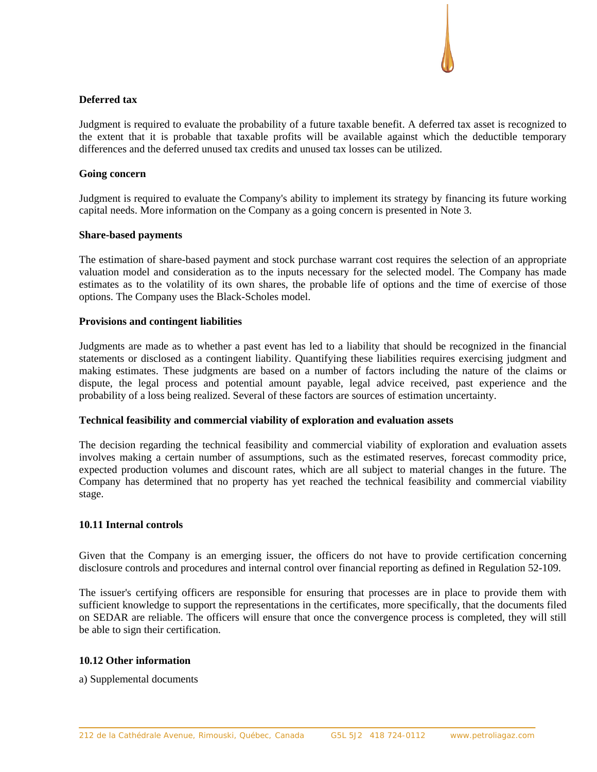**Deferred tax**

Judgment is required to evaluate the probability of a future taxable benefit. A deferred tax asset is recognized to the extent that it is probable that taxable profits will be available against which the deductible temporary differences and the deferred unused tax credits and unused tax losses can be utilized.

**Going concern**

Judgment is required to evaluate the Company's ability to implement its strategy by financing its future working capital needs. More information on the Company as a going concern is presented in Note 3.

**Share-based payments**

The estimation of share-based payment and stock purchase warrant cost requires the selection of an appropriate valuation model and consideration as to the inputs necessary for the selected model. The Company has made estimates as to the volatility of its own shares, the probable life of options and the time of exercise of those options. The Company uses the Black-Scholes model.

**Provisions and contingent liabilities**

Judgments are made as to whether a past event has led to a liability that should be recognized in the financial statements or disclosed as a contingent liability. Quantifying these liabilities requires exercising judgment and making estimates. These judgments are based on a number of factors including the nature of the claims or dispute, the legal process and potential amount payable, legal advice received, past experience and the probability of a loss being realized. Several of these factors are sources of estimation uncertainty.

**Technical feasibility and commercial viability of exploration and evaluation assets**

The decision regarding the technical feasibility and commercial viability of exploration and evaluation assets involves making a certain number of assumptions, such as the estimated reserves, forecast commodity price, expected production volumes and discount rates, which are all subject to material changes in the future. The Company has determined that no property has yet reached the technical feasibility and commercial viability stage.

### 10.11 Internal controls

Given that the Company is an emerging issuer, the officers do not have to provide certification concerning disclosure controls and procedures and internal control over financial reporting as defined in Regulation 52-109.

The issuer's certifying officers are responsible for ensuring that processes are in place to provide them with sufficient knowledge to support the representations in the certificates, more specifically, that the documents filed on SEDAR are reliable. The officers will ensure that once the convergence process is completed, they will still be able to sign their certification.

### 10.12 Other information

a) Supplemental documents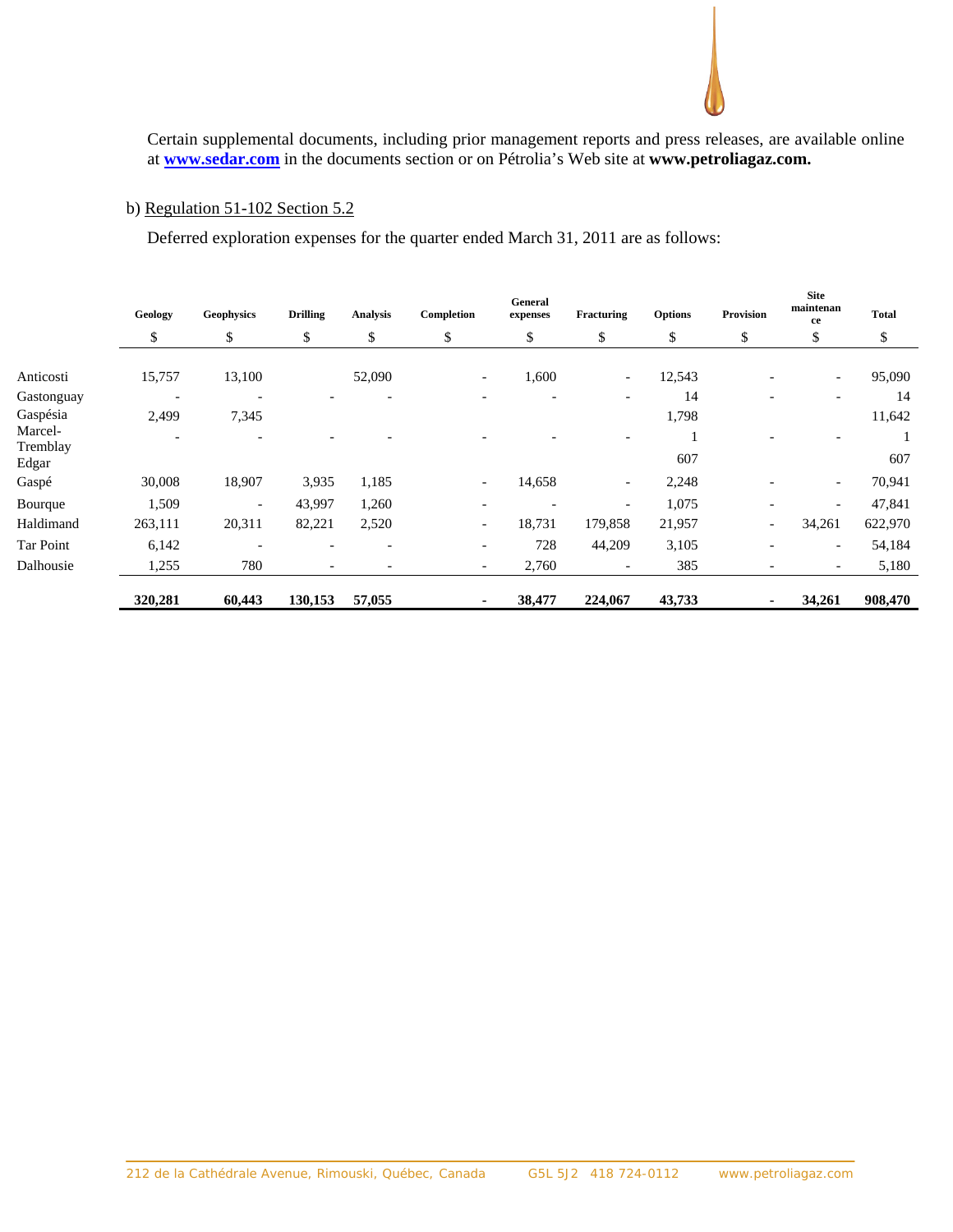Certain supplemental documents, including prior management reports and press releases, are available online at **[www.sedar.com](http://www.sedar.com)** in the documents section or on Pétrolia's Web site at **www.petroliagaz.com.**

b) Regulation 51-102 Section 5.2

Deferred exploration expenses for the quarter ended March 31, 2011 are as follows:

| | **Geology** | **Geophysics** | **Drilling** | **Analysis** | **Completion** | **General expenses** | **Fracturing** | **Options** | **Provision** | **Site maintenance** | **Total** |
|---|---|---|---|---|---|---|---|---|---|---|---|
| | $ | $ | $ | $ | $ | $ | $ | $ | $ | $ | $ |
| Anticosti | 15,757 | 13,100 | | 52,090 | - | 1,600 | - | 12,543 | - | - | 95,090 |
| Gastonguay | - | - | - | - | - | - | - | 14 | - | - | 14 |
| Gaspésia | 2,499 | 7,345 | | | | | | 1,798 | | | 11,642 |
| Marcel-Tremblay | - | - | - | - | - | - | - | 1 | - | - | 1 |
| Edgar | | | | | | | | 607 | | | 607 |
| Gaspé | 30,008 | 18,907 | 3,935 | 1,185 | - | 14,658 | - | 2,248 | - | - | 70,941 |
| Bourque | 1,509 | - | 43,997 | 1,260 | - | - | - | 1,075 | - | - | 47,841 |
| Haldimand | 263,111 | 20,311 | 82,221 | 2,520 | - | 18,731 | 179,858 | 21,957 | - | 34,261 | 622,970 |
| Tar Point | 6,142 | - | - | - | - | 728 | 44,209 | 3,105 | - | - | 54,184 |
| Dalhousie | 1,255 | 780 | - | - | - | 2,760 | - | 385 | - | - | 5,180 |
| | **320,281** | **60,443** | **130,153** | **57,055** | **-** | **38,477** | **224,067** | **43,733** | **-** | **34,261** | **908,470** |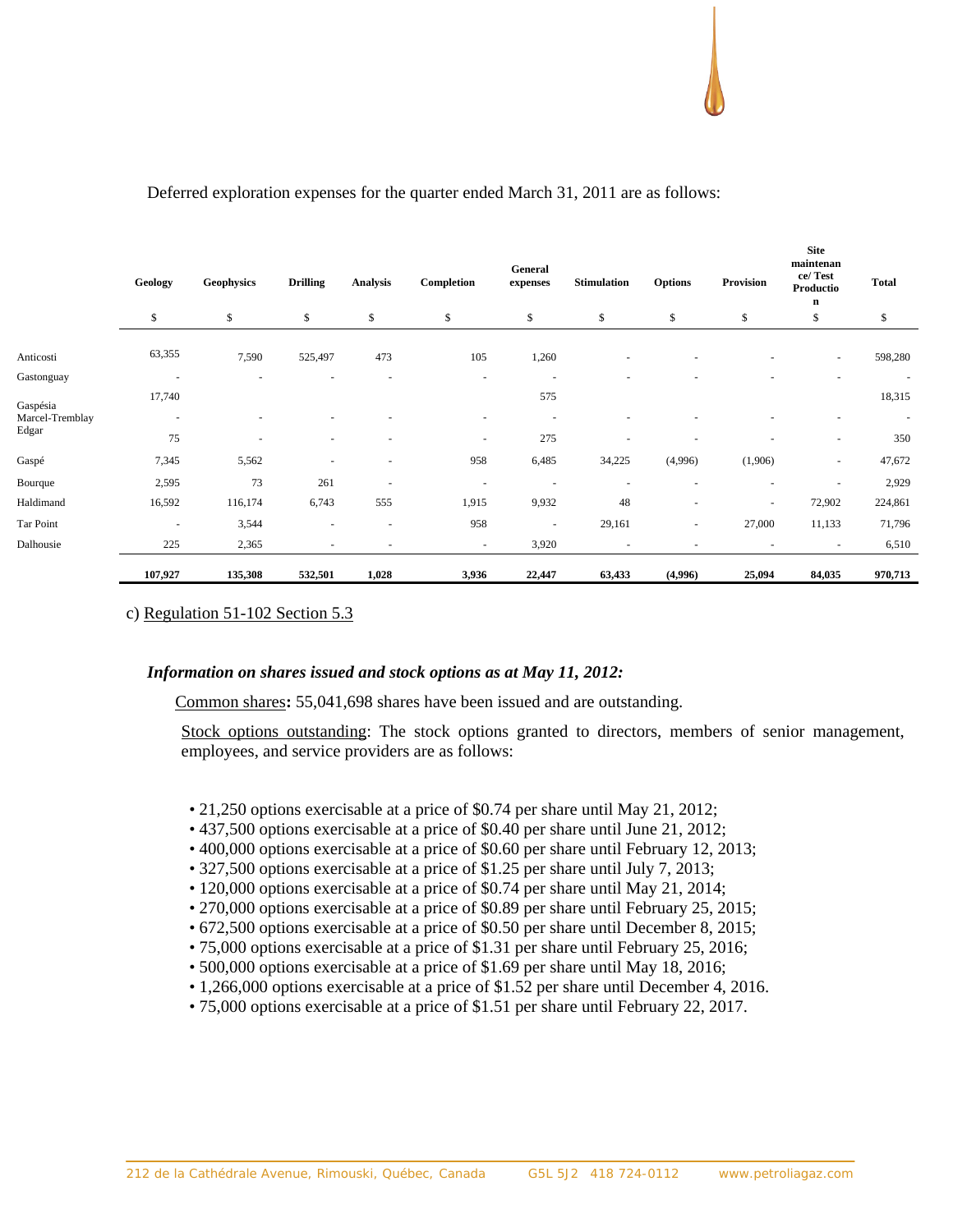Deferred exploration expenses for the quarter ended March 31, 2011 are as follows:

| | Geology | Geophysics | Drilling | Analysis | Completion | General expenses | Stimulation | Options | Provision | Site maintenance/ Test Production | Total |
|---|---|---|---|---|---|---|---|---|---|---|---|
| | $ | $ | $ | $ | $ | $ | $ | $ | $ | $ | $ |
| Anticosti | 63,355 | 7,590 | 525,497 | 473 | 105 | 1,260 | - | - | - | - | 598,280 |
| Gastonguay | - | - | - | - | - | - | - | - | - | - | - |
| Gaspésia | 17,740 | | | | | 575 | | | | | 18,315 |
| Marcel-Tremblay | - | - | - | - | - | - | - | - | - | - | - |
| Edgar | 75 | - | - | - | - | 275 | - | - | - | - | 350 |
| Gaspé | 7,345 | 5,562 | - | - | 958 | 6,485 | 34,225 | (4,996) | (1,906) | - | 47,672 |
| Bourque | 2,595 | 73 | 261 | - | - | - | - | - | - | - | 2,929 |
| Haldimand | 16,592 | 116,174 | 6,743 | 555 | 1,915 | 9,932 | 48 | - | - | 72,902 | 224,861 |
| Tar Point | - | 3,544 | - | - | 958 | - | 29,161 | - | 27,000 | 11,133 | 71,796 |
| Dalhousie | 225 | 2,365 | - | - | - | 3,920 | - | - | - | - | 6,510 |
| | **107,927** | **135,308** | **532,501** | **1,028** | **3,936** | **22,447** | **63,433** | **(4,996)** | **25,094** | **84,035** | **970,713** |

c) Regulation 51-102 Section 5.3

***Information on shares issued and stock options as at May 11, 2012:***

Common shares**:** 55,041,698 shares have been issued and are outstanding.

Stock options outstanding: The stock options granted to directors, members of senior management, employees, and service providers are as follows:

- 21,250 options exercisable at a price of $0.74 per share until May 21, 2012;
- 437,500 options exercisable at a price of $0.40 per share until June 21, 2012;
- 400,000 options exercisable at a price of $0.60 per share until February 12, 2013;
- 327,500 options exercisable at a price of $1.25 per share until July 7, 2013;
- 120,000 options exercisable at a price of $0.74 per share until May 21, 2014;
- 270,000 options exercisable at a price of $0.89 per share until February 25, 2015;
- 672,500 options exercisable at a price of $0.50 per share until December 8, 2015;
- 75,000 options exercisable at a price of $1.31 per share until February 25, 2016;
- 500,000 options exercisable at a price of $1.69 per share until May 18, 2016;
- 1,266,000 options exercisable at a price of $1.52 per share until December 4, 2016.
- 75,000 options exercisable at a price of $1.51 per share until February 22, 2017.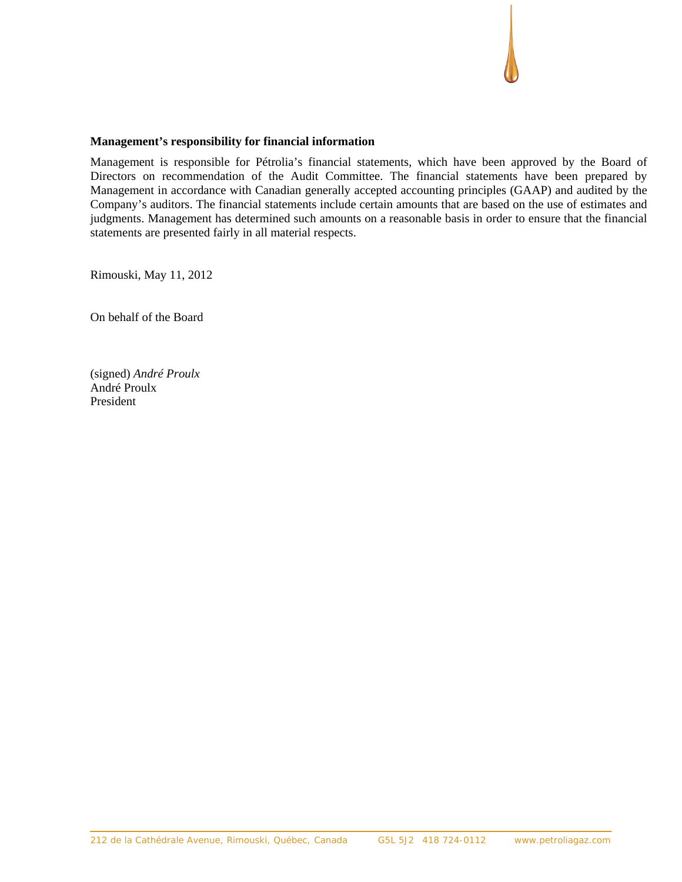**Management's responsibility for financial information**

Management is responsible for Pétrolia's financial statements, which have been approved by the Board of Directors on recommendation of the Audit Committee. The financial statements have been prepared by Management in accordance with Canadian generally accepted accounting principles (GAAP) and audited by the Company's auditors. The financial statements include certain amounts that are based on the use of estimates and judgments. Management has determined such amounts on a reasonable basis in order to ensure that the financial statements are presented fairly in all material respects.

Rimouski, May 11, 2012

On behalf of the Board

(signed) *André Proulx*
André Proulx
President